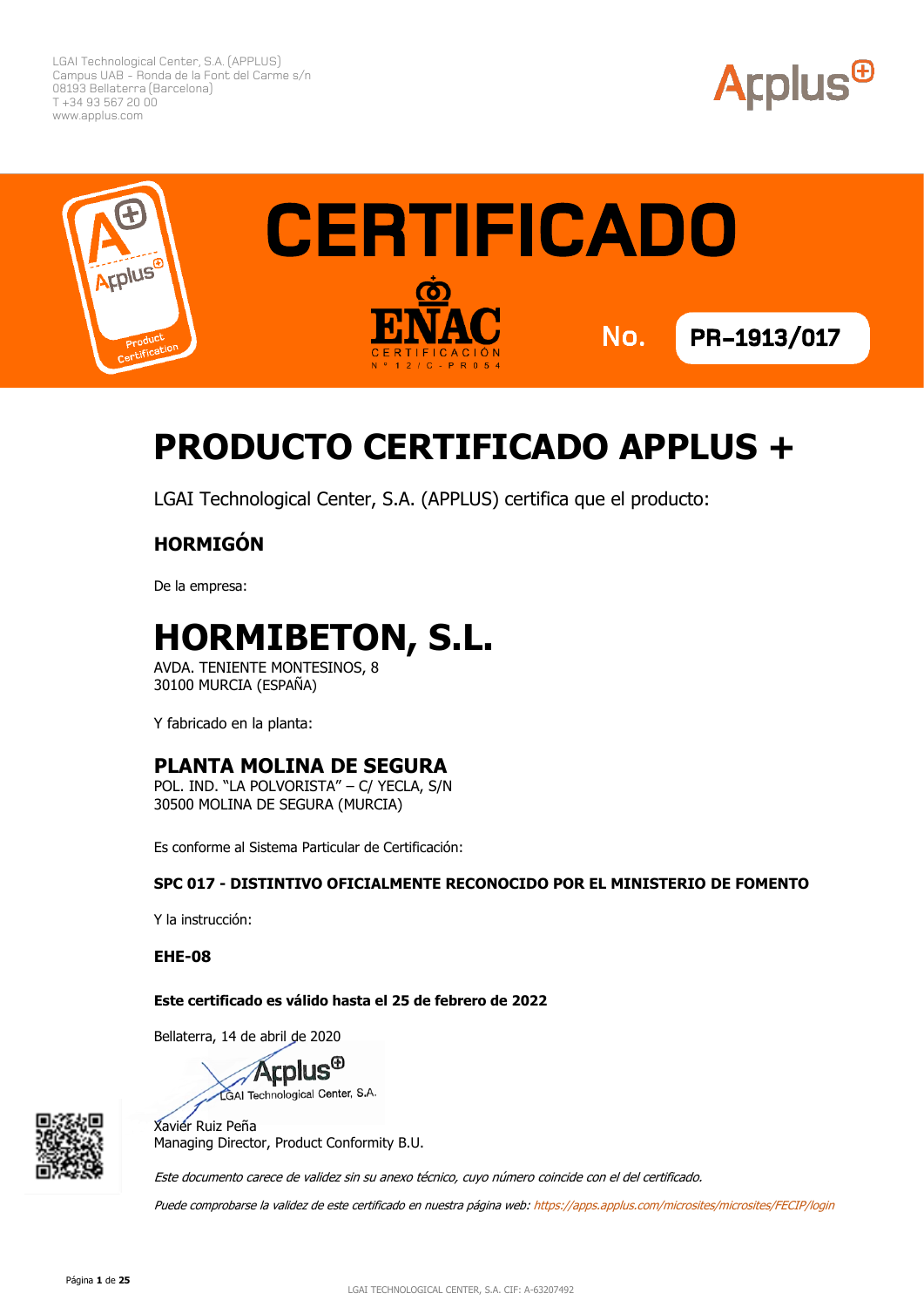LGAI Technological Center, S.A. (APPLUS)
Campus UAB - Ronda de la Font del Carme s/n
08193 Bellaterra (Barcelona)
T +34 93 567 20 00
www.applus.com

# CERTIFICADO

ENAC CERTIFICACIÓN Nº 12/C-PR054

**No. PR-1913/017**

# PRODUCTO CERTIFICADO APPLUS +

LGAI Technological Center, S.A. (APPLUS) certifica que el producto:

### HORMIGÓN

De la empresa:

# HORMIBETON, S.L.

AVDA. TENIENTE MONTESINOS, 8
30100 MURCIA (ESPAÑA)

Y fabricado en la planta:

## PLANTA MOLINA DE SEGURA

POL. IND. "LA POLVORISTA" – C/ YECLA, S/N
30500 MOLINA DE SEGURA (MURCIA)

Es conforme al Sistema Particular de Certificación:

**SPC 017 - DISTINTIVO OFICIALMENTE RECONOCIDO POR EL MINISTERIO DE FOMENTO**

Y la instrucción:

**EHE-08**

**Este certificado es válido hasta el 25 de febrero de 2022**

Bellaterra, 14 de abril de 2020

Applus LGAI Technological Center, S.A.

Xavier Ruiz Peña
Managing Director, Product Conformity B.U.

*Este documento carece de validez sin su anexo técnico, cuyo número coincide con el del certificado.*

*Puede comprobarse la validez de este certificado en nuestra página web: https://apps.applus.com/microsites/microsites/FECIP/login*

LGAI TECHNOLOGICAL CENTER, S.A. CIF: A-63207492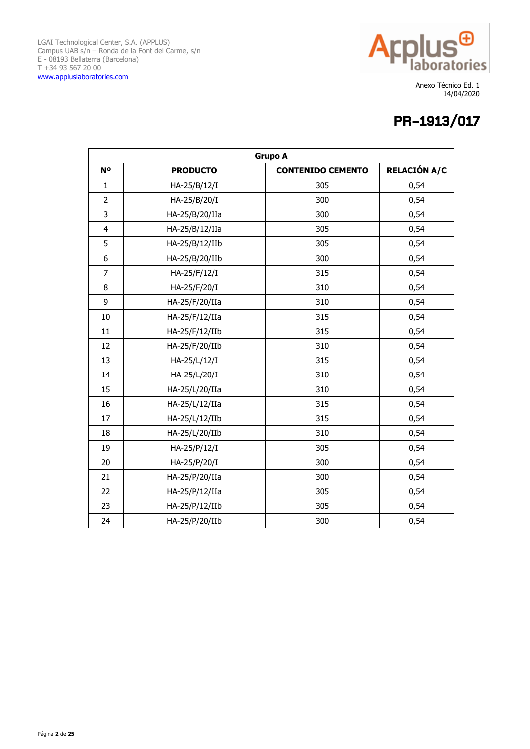LGAI Technological Center, S.A. (APPLUS)
Campus UAB s/n – Ronda de la Font del Carme, s/n
E - 08193 Bellaterra (Barcelona)
T +34 93 567 20 00
www.appluslaboratories.com

Anexo Técnico Ed. 1
14/04/2020

# PR–1913/017

| **Grupo A** | | | |
|---|---|---|---|
| **Nº** | **PRODUCTO** | **CONTENIDO CEMENTO** | **RELACIÓN A/C** |
| 1 | HA-25/B/12/I | 305 | 0,54 |
| 2 | HA-25/B/20/I | 300 | 0,54 |
| 3 | HA-25/B/20/IIa | 300 | 0,54 |
| 4 | HA-25/B/12/IIa | 305 | 0,54 |
| 5 | HA-25/B/12/IIb | 305 | 0,54 |
| 6 | HA-25/B/20/IIb | 300 | 0,54 |
| 7 | HA-25/F/12/I | 315 | 0,54 |
| 8 | HA-25/F/20/I | 310 | 0,54 |
| 9 | HA-25/F/20/IIa | 310 | 0,54 |
| 10 | HA-25/F/12/IIa | 315 | 0,54 |
| 11 | HA-25/F/12/IIb | 315 | 0,54 |
| 12 | HA-25/F/20/IIb | 310 | 0,54 |
| 13 | HA-25/L/12/I | 315 | 0,54 |
| 14 | HA-25/L/20/I | 310 | 0,54 |
| 15 | HA-25/L/20/IIa | 310 | 0,54 |
| 16 | HA-25/L/12/IIa | 315 | 0,54 |
| 17 | HA-25/L/12/IIb | 315 | 0,54 |
| 18 | HA-25/L/20/IIb | 310 | 0,54 |
| 19 | HA-25/P/12/I | 305 | 0,54 |
| 20 | HA-25/P/20/I | 300 | 0,54 |
| 21 | HA-25/P/20/IIa | 300 | 0,54 |
| 22 | HA-25/P/12/IIa | 305 | 0,54 |
| 23 | HA-25/P/12/IIb | 305 | 0,54 |
| 24 | HA-25/P/20/IIb | 300 | 0,54 |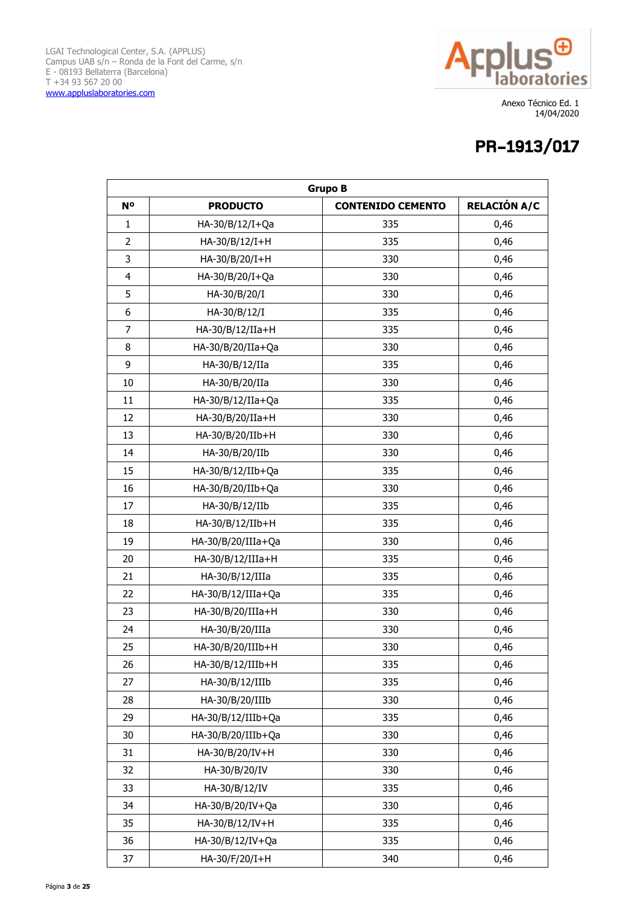LGAI Technological Center, S.A. (APPLUS)
Campus UAB s/n – Ronda de la Font del Carme, s/n
E - 08193 Bellaterra (Barcelona)
T +34 93 567 20 00
www.appluslaboratories.com

Anexo Técnico Ed. 1
14/04/2020

# PR–1913/017

| Grupo B | | | |
|---|---|---|---|
| **Nº** | **PRODUCTO** | **CONTENIDO CEMENTO** | **RELACIÓN A/C** |
| 1 | HA-30/B/12/I+Qa | 335 | 0,46 |
| 2 | HA-30/B/12/I+H | 335 | 0,46 |
| 3 | HA-30/B/20/I+H | 330 | 0,46 |
| 4 | HA-30/B/20/I+Qa | 330 | 0,46 |
| 5 | HA-30/B/20/I | 330 | 0,46 |
| 6 | HA-30/B/12/I | 335 | 0,46 |
| 7 | HA-30/B/12/IIa+H | 335 | 0,46 |
| 8 | HA-30/B/20/IIa+Qa | 330 | 0,46 |
| 9 | HA-30/B/12/IIa | 335 | 0,46 |
| 10 | HA-30/B/20/IIa | 330 | 0,46 |
| 11 | HA-30/B/12/IIa+Qa | 335 | 0,46 |
| 12 | HA-30/B/20/IIa+H | 330 | 0,46 |
| 13 | HA-30/B/20/IIb+H | 330 | 0,46 |
| 14 | HA-30/B/20/IIb | 330 | 0,46 |
| 15 | HA-30/B/12/IIb+Qa | 335 | 0,46 |
| 16 | HA-30/B/20/IIb+Qa | 330 | 0,46 |
| 17 | HA-30/B/12/IIb | 335 | 0,46 |
| 18 | HA-30/B/12/IIb+H | 335 | 0,46 |
| 19 | HA-30/B/20/IIIa+Qa | 330 | 0,46 |
| 20 | HA-30/B/12/IIIa+H | 335 | 0,46 |
| 21 | HA-30/B/12/IIIa | 335 | 0,46 |
| 22 | HA-30/B/12/IIIa+Qa | 335 | 0,46 |
| 23 | HA-30/B/20/IIIa+H | 330 | 0,46 |
| 24 | HA-30/B/20/IIIa | 330 | 0,46 |
| 25 | HA-30/B/20/IIIb+H | 330 | 0,46 |
| 26 | HA-30/B/12/IIIb+H | 335 | 0,46 |
| 27 | HA-30/B/12/IIIb | 335 | 0,46 |
| 28 | HA-30/B/20/IIIb | 330 | 0,46 |
| 29 | HA-30/B/12/IIIb+Qa | 335 | 0,46 |
| 30 | HA-30/B/20/IIIb+Qa | 330 | 0,46 |
| 31 | HA-30/B/20/IV+H | 330 | 0,46 |
| 32 | HA-30/B/20/IV | 330 | 0,46 |
| 33 | HA-30/B/12/IV | 335 | 0,46 |
| 34 | HA-30/B/20/IV+Qa | 330 | 0,46 |
| 35 | HA-30/B/12/IV+H | 335 | 0,46 |
| 36 | HA-30/B/12/IV+Qa | 335 | 0,46 |
| 37 | HA-30/F/20/I+H | 340 | 0,46 |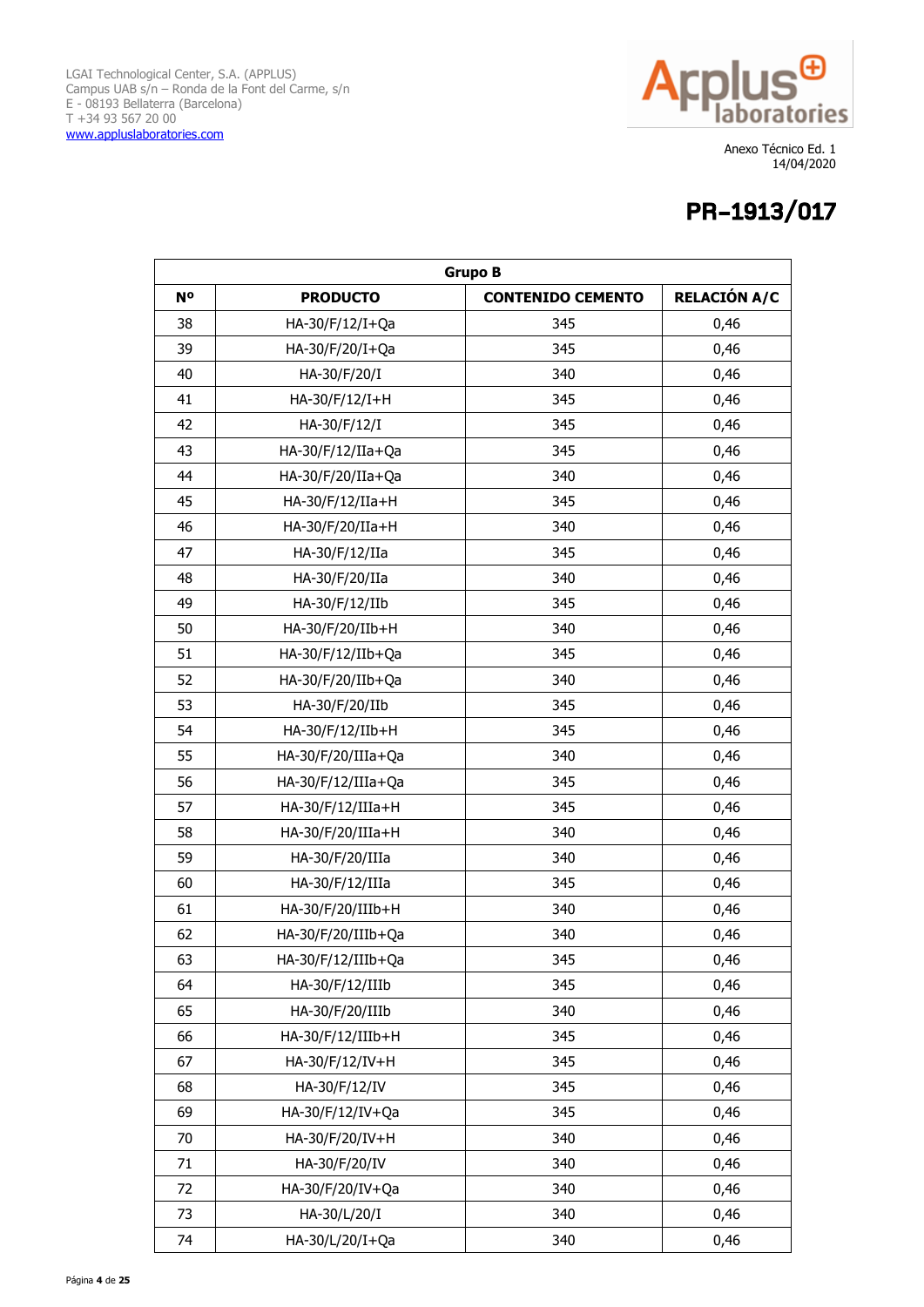LGAI Technological Center, S.A. (APPLUS)
Campus UAB s/n – Ronda de la Font del Carme, s/n
E - 08193 Bellaterra (Barcelona)
T +34 93 567 20 00
www.appluslaboratories.com

Anexo Técnico Ed. 1
14/04/2020

# PR–1913/017

| Grupo B | | | |
|---|---|---|---|
| **Nº** | **PRODUCTO** | **CONTENIDO CEMENTO** | **RELACIÓN A/C** |
| 38 | HA-30/F/12/I+Qa | 345 | 0,46 |
| 39 | HA-30/F/20/I+Qa | 345 | 0,46 |
| 40 | HA-30/F/20/I | 340 | 0,46 |
| 41 | HA-30/F/12/I+H | 345 | 0,46 |
| 42 | HA-30/F/12/I | 345 | 0,46 |
| 43 | HA-30/F/12/IIa+Qa | 345 | 0,46 |
| 44 | HA-30/F/20/IIa+Qa | 340 | 0,46 |
| 45 | HA-30/F/12/IIa+H | 345 | 0,46 |
| 46 | HA-30/F/20/IIa+H | 340 | 0,46 |
| 47 | HA-30/F/12/IIa | 345 | 0,46 |
| 48 | HA-30/F/20/IIa | 340 | 0,46 |
| 49 | HA-30/F/12/IIb | 345 | 0,46 |
| 50 | HA-30/F/20/IIb+H | 340 | 0,46 |
| 51 | HA-30/F/12/IIb+Qa | 345 | 0,46 |
| 52 | HA-30/F/20/IIb+Qa | 340 | 0,46 |
| 53 | HA-30/F/20/IIb | 345 | 0,46 |
| 54 | HA-30/F/12/IIb+H | 345 | 0,46 |
| 55 | HA-30/F/20/IIIa+Qa | 340 | 0,46 |
| 56 | HA-30/F/12/IIIa+Qa | 345 | 0,46 |
| 57 | HA-30/F/12/IIIa+H | 345 | 0,46 |
| 58 | HA-30/F/20/IIIa+H | 340 | 0,46 |
| 59 | HA-30/F/20/IIIa | 340 | 0,46 |
| 60 | HA-30/F/12/IIIa | 345 | 0,46 |
| 61 | HA-30/F/20/IIIb+H | 340 | 0,46 |
| 62 | HA-30/F/20/IIIb+Qa | 340 | 0,46 |
| 63 | HA-30/F/12/IIIb+Qa | 345 | 0,46 |
| 64 | HA-30/F/12/IIIb | 345 | 0,46 |
| 65 | HA-30/F/20/IIIb | 340 | 0,46 |
| 66 | HA-30/F/12/IIIb+H | 345 | 0,46 |
| 67 | HA-30/F/12/IV+H | 345 | 0,46 |
| 68 | HA-30/F/12/IV | 345 | 0,46 |
| 69 | HA-30/F/12/IV+Qa | 345 | 0,46 |
| 70 | HA-30/F/20/IV+H | 340 | 0,46 |
| 71 | HA-30/F/20/IV | 340 | 0,46 |
| 72 | HA-30/F/20/IV+Qa | 340 | 0,46 |
| 73 | HA-30/L/20/I | 340 | 0,46 |
| 74 | HA-30/L/20/I+Qa | 340 | 0,46 |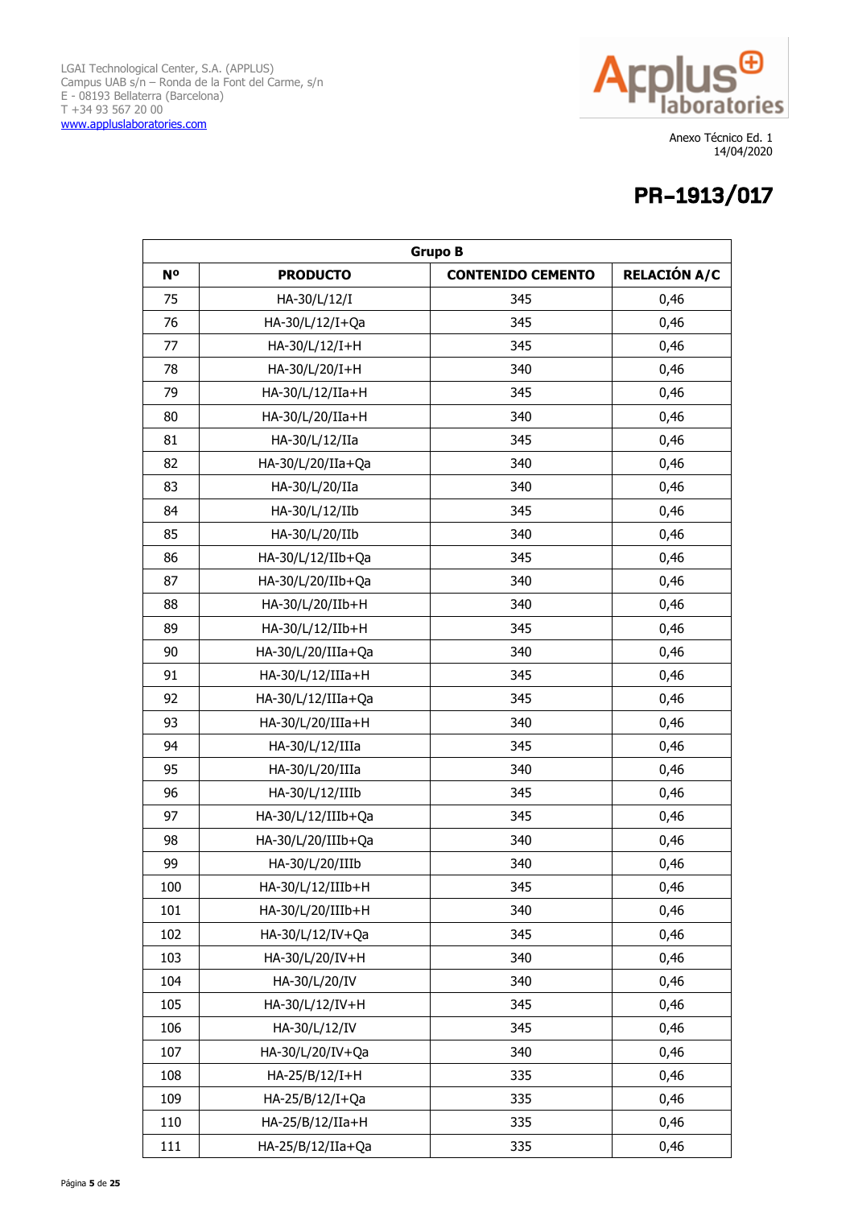LGAI Technological Center, S.A. (APPLUS)
Campus UAB s/n – Ronda de la Font del Carme, s/n
E - 08193 Bellaterra (Barcelona)
T +34 93 567 20 00
www.appluslaboratories.com

Anexo Técnico Ed. 1
14/04/2020

# PR–1913/017

| Grupo B | | | |
|---|---|---|---|
| Nº | PRODUCTO | CONTENIDO CEMENTO | RELACIÓN A/C |
| 75 | HA-30/L/12/I | 345 | 0,46 |
| 76 | HA-30/L/12/I+Qa | 345 | 0,46 |
| 77 | HA-30/L/12/I+H | 345 | 0,46 |
| 78 | HA-30/L/20/I+H | 340 | 0,46 |
| 79 | HA-30/L/12/IIa+H | 345 | 0,46 |
| 80 | HA-30/L/20/IIa+H | 340 | 0,46 |
| 81 | HA-30/L/12/IIa | 345 | 0,46 |
| 82 | HA-30/L/20/IIa+Qa | 340 | 0,46 |
| 83 | HA-30/L/20/IIa | 340 | 0,46 |
| 84 | HA-30/L/12/IIb | 345 | 0,46 |
| 85 | HA-30/L/20/IIb | 340 | 0,46 |
| 86 | HA-30/L/12/IIb+Qa | 345 | 0,46 |
| 87 | HA-30/L/20/IIb+Qa | 340 | 0,46 |
| 88 | HA-30/L/20/IIb+H | 340 | 0,46 |
| 89 | HA-30/L/12/IIb+H | 345 | 0,46 |
| 90 | HA-30/L/20/IIIa+Qa | 340 | 0,46 |
| 91 | HA-30/L/12/IIIa+H | 345 | 0,46 |
| 92 | HA-30/L/12/IIIa+Qa | 345 | 0,46 |
| 93 | HA-30/L/20/IIIa+H | 340 | 0,46 |
| 94 | HA-30/L/12/IIIa | 345 | 0,46 |
| 95 | HA-30/L/20/IIIa | 340 | 0,46 |
| 96 | HA-30/L/12/IIIb | 345 | 0,46 |
| 97 | HA-30/L/12/IIIb+Qa | 345 | 0,46 |
| 98 | HA-30/L/20/IIIb+Qa | 340 | 0,46 |
| 99 | HA-30/L/20/IIIb | 340 | 0,46 |
| 100 | HA-30/L/12/IIIb+H | 345 | 0,46 |
| 101 | HA-30/L/20/IIIb+H | 340 | 0,46 |
| 102 | HA-30/L/12/IV+Qa | 345 | 0,46 |
| 103 | HA-30/L/20/IV+H | 340 | 0,46 |
| 104 | HA-30/L/20/IV | 340 | 0,46 |
| 105 | HA-30/L/12/IV+H | 345 | 0,46 |
| 106 | HA-30/L/12/IV | 345 | 0,46 |
| 107 | HA-30/L/20/IV+Qa | 340 | 0,46 |
| 108 | HA-25/B/12/I+H | 335 | 0,46 |
| 109 | HA-25/B/12/I+Qa | 335 | 0,46 |
| 110 | HA-25/B/12/IIa+H | 335 | 0,46 |
| 111 | HA-25/B/12/IIa+Qa | 335 | 0,46 |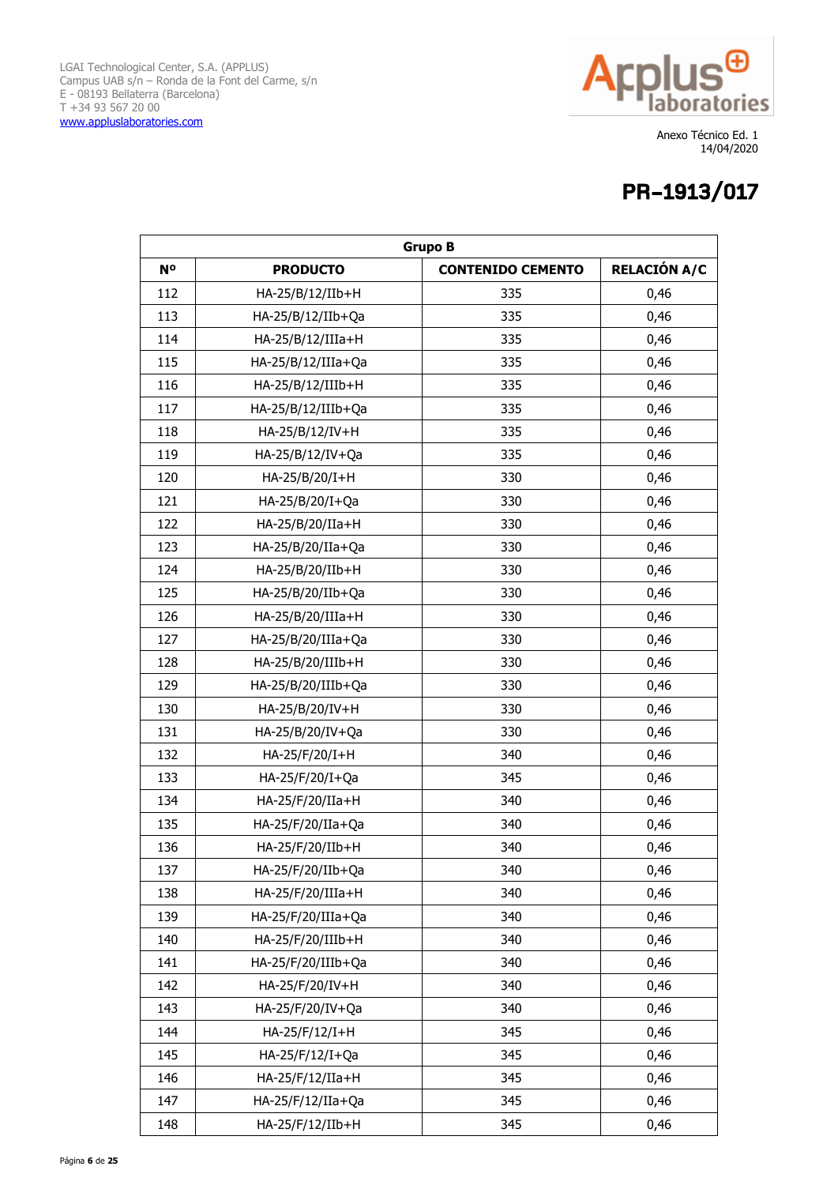LGAI Technological Center, S.A. (APPLUS)
Campus UAB s/n – Ronda de la Font del Carme, s/n
E - 08193 Bellaterra (Barcelona)
T +34 93 567 20 00
www.appluslaboratories.com

Anexo Técnico Ed. 1
14/04/2020

# PR–1913/017

| Grupo B | | | |
|---|---|---|---|
| **Nº** | **PRODUCTO** | **CONTENIDO CEMENTO** | **RELACIÓN A/C** |
| 112 | HA-25/B/12/IIb+H | 335 | 0,46 |
| 113 | HA-25/B/12/IIb+Qa | 335 | 0,46 |
| 114 | HA-25/B/12/IIIa+H | 335 | 0,46 |
| 115 | HA-25/B/12/IIIa+Qa | 335 | 0,46 |
| 116 | HA-25/B/12/IIIb+H | 335 | 0,46 |
| 117 | HA-25/B/12/IIIb+Qa | 335 | 0,46 |
| 118 | HA-25/B/12/IV+H | 335 | 0,46 |
| 119 | HA-25/B/12/IV+Qa | 335 | 0,46 |
| 120 | HA-25/B/20/I+H | 330 | 0,46 |
| 121 | HA-25/B/20/I+Qa | 330 | 0,46 |
| 122 | HA-25/B/20/IIa+H | 330 | 0,46 |
| 123 | HA-25/B/20/IIa+Qa | 330 | 0,46 |
| 124 | HA-25/B/20/IIb+H | 330 | 0,46 |
| 125 | HA-25/B/20/IIb+Qa | 330 | 0,46 |
| 126 | HA-25/B/20/IIIa+H | 330 | 0,46 |
| 127 | HA-25/B/20/IIIa+Qa | 330 | 0,46 |
| 128 | HA-25/B/20/IIIb+H | 330 | 0,46 |
| 129 | HA-25/B/20/IIIb+Qa | 330 | 0,46 |
| 130 | HA-25/B/20/IV+H | 330 | 0,46 |
| 131 | HA-25/B/20/IV+Qa | 330 | 0,46 |
| 132 | HA-25/F/20/I+H | 340 | 0,46 |
| 133 | HA-25/F/20/I+Qa | 345 | 0,46 |
| 134 | HA-25/F/20/IIa+H | 340 | 0,46 |
| 135 | HA-25/F/20/IIa+Qa | 340 | 0,46 |
| 136 | HA-25/F/20/IIb+H | 340 | 0,46 |
| 137 | HA-25/F/20/IIb+Qa | 340 | 0,46 |
| 138 | HA-25/F/20/IIIa+H | 340 | 0,46 |
| 139 | HA-25/F/20/IIIa+Qa | 340 | 0,46 |
| 140 | HA-25/F/20/IIIb+H | 340 | 0,46 |
| 141 | HA-25/F/20/IIIb+Qa | 340 | 0,46 |
| 142 | HA-25/F/20/IV+H | 340 | 0,46 |
| 143 | HA-25/F/20/IV+Qa | 340 | 0,46 |
| 144 | HA-25/F/12/I+H | 345 | 0,46 |
| 145 | HA-25/F/12/I+Qa | 345 | 0,46 |
| 146 | HA-25/F/12/IIa+H | 345 | 0,46 |
| 147 | HA-25/F/12/IIa+Qa | 345 | 0,46 |
| 148 | HA-25/F/12/IIb+H | 345 | 0,46 |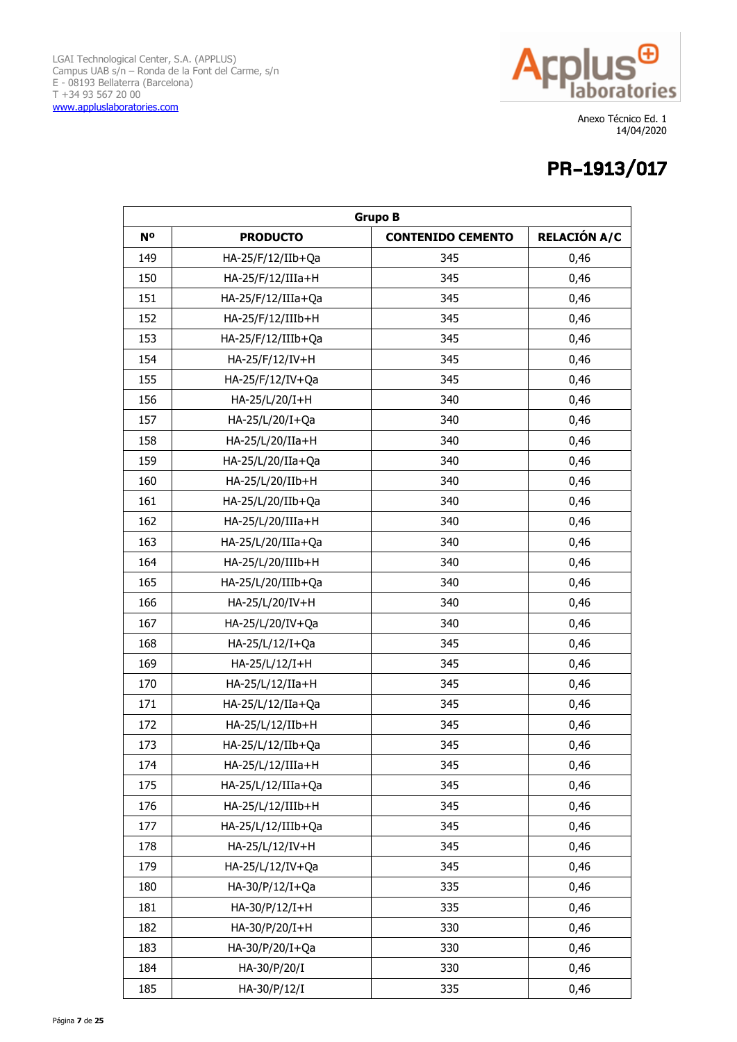LGAI Technological Center, S.A. (APPLUS)
Campus UAB s/n – Ronda de la Font del Carme, s/n
E - 08193 Bellaterra (Barcelona)
T +34 93 567 20 00
www.appluslaboratories.com

Anexo Técnico Ed. 1
14/04/2020

# PR–1913/017

| Grupo B | | | |
|---|---|---|---|
| Nº | PRODUCTO | CONTENIDO CEMENTO | RELACIÓN A/C |
| 149 | HA-25/F/12/IIb+Qa | 345 | 0,46 |
| 150 | HA-25/F/12/IIIa+H | 345 | 0,46 |
| 151 | HA-25/F/12/IIIa+Qa | 345 | 0,46 |
| 152 | HA-25/F/12/IIIb+H | 345 | 0,46 |
| 153 | HA-25/F/12/IIIb+Qa | 345 | 0,46 |
| 154 | HA-25/F/12/IV+H | 345 | 0,46 |
| 155 | HA-25/F/12/IV+Qa | 345 | 0,46 |
| 156 | HA-25/L/20/I+H | 340 | 0,46 |
| 157 | HA-25/L/20/I+Qa | 340 | 0,46 |
| 158 | HA-25/L/20/IIa+H | 340 | 0,46 |
| 159 | HA-25/L/20/IIa+Qa | 340 | 0,46 |
| 160 | HA-25/L/20/IIb+H | 340 | 0,46 |
| 161 | HA-25/L/20/IIb+Qa | 340 | 0,46 |
| 162 | HA-25/L/20/IIIa+H | 340 | 0,46 |
| 163 | HA-25/L/20/IIIa+Qa | 340 | 0,46 |
| 164 | HA-25/L/20/IIIb+H | 340 | 0,46 |
| 165 | HA-25/L/20/IIIb+Qa | 340 | 0,46 |
| 166 | HA-25/L/20/IV+H | 340 | 0,46 |
| 167 | HA-25/L/20/IV+Qa | 340 | 0,46 |
| 168 | HA-25/L/12/I+Qa | 345 | 0,46 |
| 169 | HA-25/L/12/I+H | 345 | 0,46 |
| 170 | HA-25/L/12/IIa+H | 345 | 0,46 |
| 171 | HA-25/L/12/IIa+Qa | 345 | 0,46 |
| 172 | HA-25/L/12/IIb+H | 345 | 0,46 |
| 173 | HA-25/L/12/IIb+Qa | 345 | 0,46 |
| 174 | HA-25/L/12/IIIa+H | 345 | 0,46 |
| 175 | HA-25/L/12/IIIa+Qa | 345 | 0,46 |
| 176 | HA-25/L/12/IIIb+H | 345 | 0,46 |
| 177 | HA-25/L/12/IIIb+Qa | 345 | 0,46 |
| 178 | HA-25/L/12/IV+H | 345 | 0,46 |
| 179 | HA-25/L/12/IV+Qa | 345 | 0,46 |
| 180 | HA-30/P/12/I+Qa | 335 | 0,46 |
| 181 | HA-30/P/12/I+H | 335 | 0,46 |
| 182 | HA-30/P/20/I+H | 330 | 0,46 |
| 183 | HA-30/P/20/I+Qa | 330 | 0,46 |
| 184 | HA-30/P/20/I | 330 | 0,46 |
| 185 | HA-30/P/12/I | 335 | 0,46 |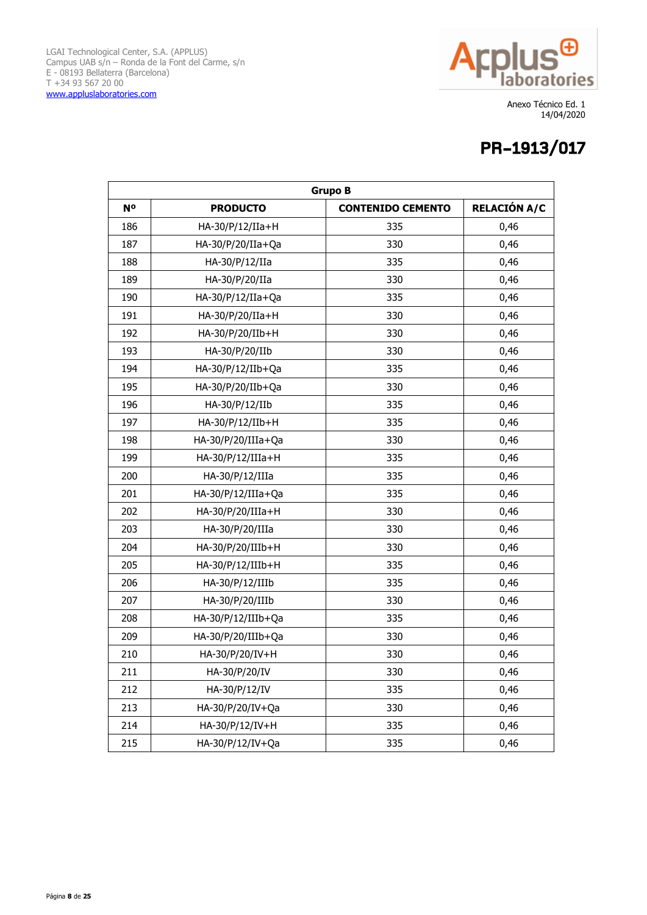LGAI Technological Center, S.A. (APPLUS)
Campus UAB s/n – Ronda de la Font del Carme, s/n
E - 08193 Bellaterra (Barcelona)
T +34 93 567 20 00
www.appluslaboratories.com

Anexo Técnico Ed. 1
14/04/2020

# PR–1913/017

| **Grupo B** | | | |
|---|---|---|---|
| **Nº** | **PRODUCTO** | **CONTENIDO CEMENTO** | **RELACIÓN A/C** |
| 186 | HA-30/P/12/IIa+H | 335 | 0,46 |
| 187 | HA-30/P/20/IIa+Qa | 330 | 0,46 |
| 188 | HA-30/P/12/IIa | 335 | 0,46 |
| 189 | HA-30/P/20/IIa | 330 | 0,46 |
| 190 | HA-30/P/12/IIa+Qa | 335 | 0,46 |
| 191 | HA-30/P/20/IIa+H | 330 | 0,46 |
| 192 | HA-30/P/20/IIb+H | 330 | 0,46 |
| 193 | HA-30/P/20/IIb | 330 | 0,46 |
| 194 | HA-30/P/12/IIb+Qa | 335 | 0,46 |
| 195 | HA-30/P/20/IIb+Qa | 330 | 0,46 |
| 196 | HA-30/P/12/IIb | 335 | 0,46 |
| 197 | HA-30/P/12/IIb+H | 335 | 0,46 |
| 198 | HA-30/P/20/IIIa+Qa | 330 | 0,46 |
| 199 | HA-30/P/12/IIIa+H | 335 | 0,46 |
| 200 | HA-30/P/12/IIIa | 335 | 0,46 |
| 201 | HA-30/P/12/IIIa+Qa | 335 | 0,46 |
| 202 | HA-30/P/20/IIIa+H | 330 | 0,46 |
| 203 | HA-30/P/20/IIIa | 330 | 0,46 |
| 204 | HA-30/P/20/IIIb+H | 330 | 0,46 |
| 205 | HA-30/P/12/IIIb+H | 335 | 0,46 |
| 206 | HA-30/P/12/IIIb | 335 | 0,46 |
| 207 | HA-30/P/20/IIIb | 330 | 0,46 |
| 208 | HA-30/P/12/IIIb+Qa | 335 | 0,46 |
| 209 | HA-30/P/20/IIIb+Qa | 330 | 0,46 |
| 210 | HA-30/P/20/IV+H | 330 | 0,46 |
| 211 | HA-30/P/20/IV | 330 | 0,46 |
| 212 | HA-30/P/12/IV | 335 | 0,46 |
| 213 | HA-30/P/20/IV+Qa | 330 | 0,46 |
| 214 | HA-30/P/12/IV+H | 335 | 0,46 |
| 215 | HA-30/P/12/IV+Qa | 335 | 0,46 |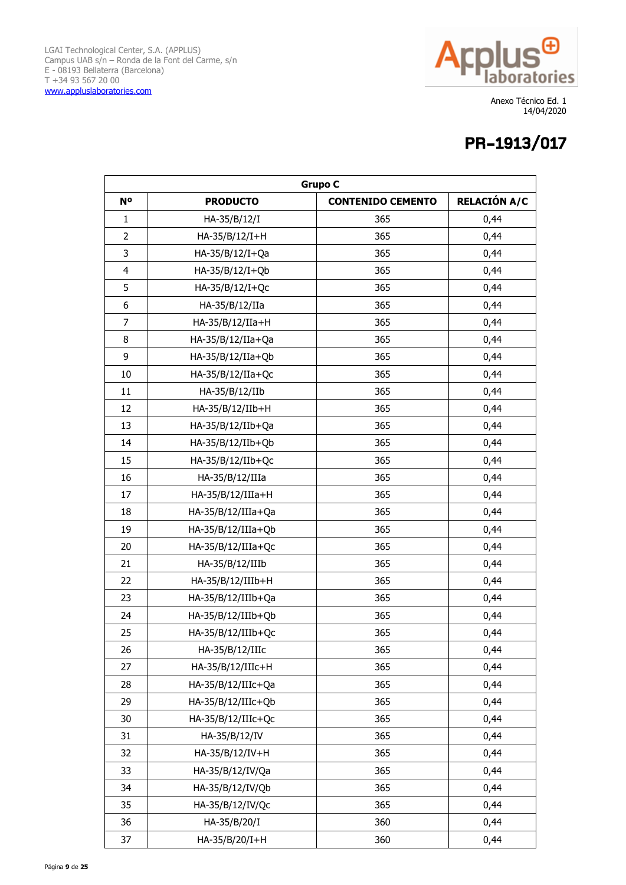LGAI Technological Center, S.A. (APPLUS)
Campus UAB s/n – Ronda de la Font del Carme, s/n
E - 08193 Bellaterra (Barcelona)
T +34 93 567 20 00
www.appluslaboratories.com

Anexo Técnico Ed. 1
14/04/2020

# PR–1913/017

| Grupo C | | | |
|---|---|---|---|
| Nº | PRODUCTO | CONTENIDO CEMENTO | RELACIÓN A/C |
| 1 | HA-35/B/12/I | 365 | 0,44 |
| 2 | HA-35/B/12/I+H | 365 | 0,44 |
| 3 | HA-35/B/12/I+Qa | 365 | 0,44 |
| 4 | HA-35/B/12/I+Qb | 365 | 0,44 |
| 5 | HA-35/B/12/I+Qc | 365 | 0,44 |
| 6 | HA-35/B/12/IIa | 365 | 0,44 |
| 7 | HA-35/B/12/IIa+H | 365 | 0,44 |
| 8 | HA-35/B/12/IIa+Qa | 365 | 0,44 |
| 9 | HA-35/B/12/IIa+Qb | 365 | 0,44 |
| 10 | HA-35/B/12/IIa+Qc | 365 | 0,44 |
| 11 | HA-35/B/12/IIb | 365 | 0,44 |
| 12 | HA-35/B/12/IIb+H | 365 | 0,44 |
| 13 | HA-35/B/12/IIb+Qa | 365 | 0,44 |
| 14 | HA-35/B/12/IIb+Qb | 365 | 0,44 |
| 15 | HA-35/B/12/IIb+Qc | 365 | 0,44 |
| 16 | HA-35/B/12/IIIa | 365 | 0,44 |
| 17 | HA-35/B/12/IIIa+H | 365 | 0,44 |
| 18 | HA-35/B/12/IIIa+Qa | 365 | 0,44 |
| 19 | HA-35/B/12/IIIa+Qb | 365 | 0,44 |
| 20 | HA-35/B/12/IIIa+Qc | 365 | 0,44 |
| 21 | HA-35/B/12/IIIb | 365 | 0,44 |
| 22 | HA-35/B/12/IIIb+H | 365 | 0,44 |
| 23 | HA-35/B/12/IIIb+Qa | 365 | 0,44 |
| 24 | HA-35/B/12/IIIb+Qb | 365 | 0,44 |
| 25 | HA-35/B/12/IIIb+Qc | 365 | 0,44 |
| 26 | HA-35/B/12/IIIc | 365 | 0,44 |
| 27 | HA-35/B/12/IIIc+H | 365 | 0,44 |
| 28 | HA-35/B/12/IIIc+Qa | 365 | 0,44 |
| 29 | HA-35/B/12/IIIc+Qb | 365 | 0,44 |
| 30 | HA-35/B/12/IIIc+Qc | 365 | 0,44 |
| 31 | HA-35/B/12/IV | 365 | 0,44 |
| 32 | HA-35/B/12/IV+H | 365 | 0,44 |
| 33 | HA-35/B/12/IV/Qa | 365 | 0,44 |
| 34 | HA-35/B/12/IV/Qb | 365 | 0,44 |
| 35 | HA-35/B/12/IV/Qc | 365 | 0,44 |
| 36 | HA-35/B/20/I | 360 | 0,44 |
| 37 | HA-35/B/20/I+H | 360 | 0,44 |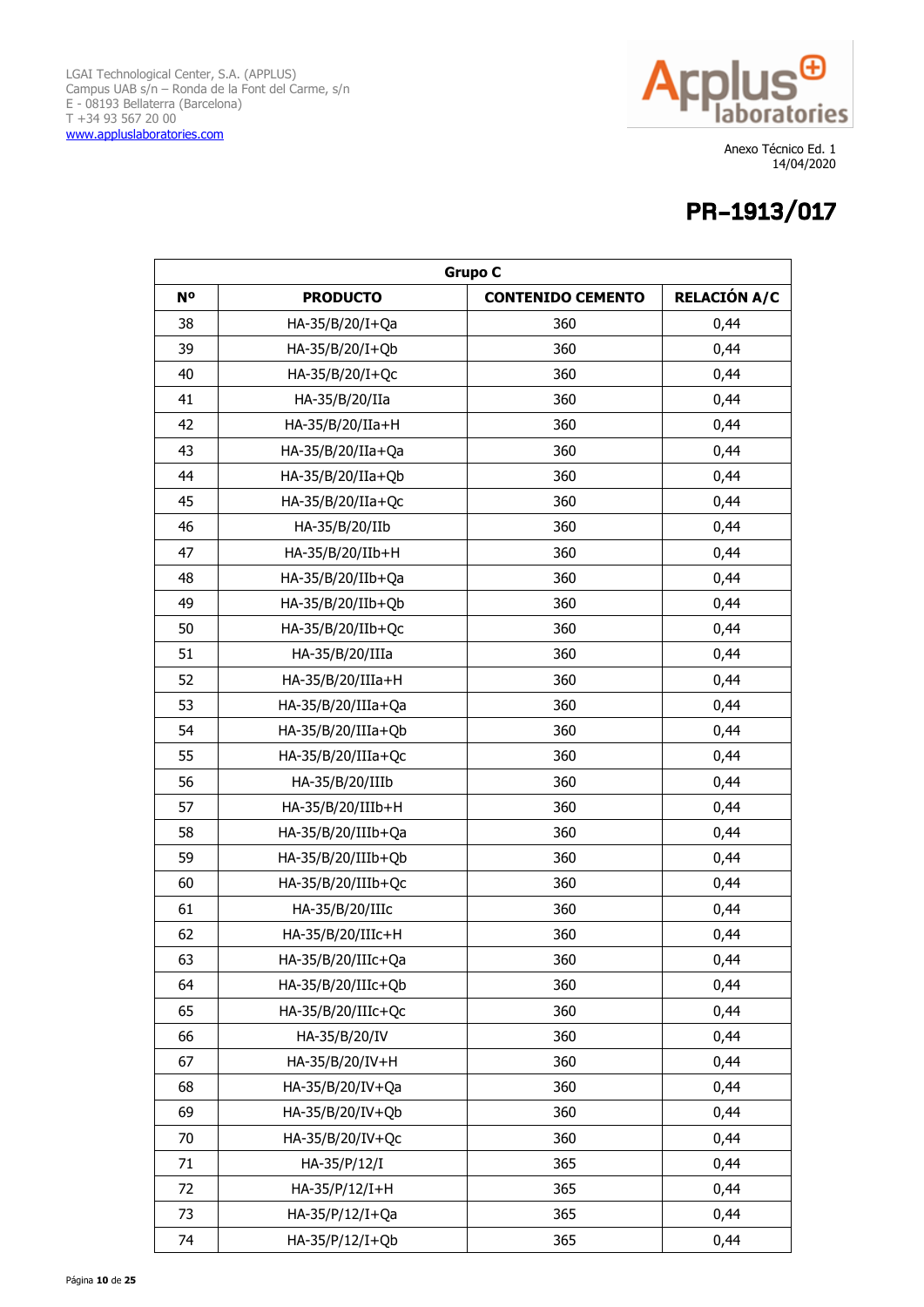LGAI Technological Center, S.A. (APPLUS)
Campus UAB s/n – Ronda de la Font del Carme, s/n
E - 08193 Bellaterra (Barcelona)
T +34 93 567 20 00
www.appluslaboratories.com

Anexo Técnico Ed. 1
14/04/2020

# PR–1913/017

| Grupo C | | | |
|---|---|---|---|
| Nº | PRODUCTO | CONTENIDO CEMENTO | RELACIÓN A/C |
| 38 | HA-35/B/20/I+Qa | 360 | 0,44 |
| 39 | HA-35/B/20/I+Qb | 360 | 0,44 |
| 40 | HA-35/B/20/I+Qc | 360 | 0,44 |
| 41 | HA-35/B/20/IIa | 360 | 0,44 |
| 42 | HA-35/B/20/IIa+H | 360 | 0,44 |
| 43 | HA-35/B/20/IIa+Qa | 360 | 0,44 |
| 44 | HA-35/B/20/IIa+Qb | 360 | 0,44 |
| 45 | HA-35/B/20/IIa+Qc | 360 | 0,44 |
| 46 | HA-35/B/20/IIb | 360 | 0,44 |
| 47 | HA-35/B/20/IIb+H | 360 | 0,44 |
| 48 | HA-35/B/20/IIb+Qa | 360 | 0,44 |
| 49 | HA-35/B/20/IIb+Qb | 360 | 0,44 |
| 50 | HA-35/B/20/IIb+Qc | 360 | 0,44 |
| 51 | HA-35/B/20/IIIa | 360 | 0,44 |
| 52 | HA-35/B/20/IIIa+H | 360 | 0,44 |
| 53 | HA-35/B/20/IIIa+Qa | 360 | 0,44 |
| 54 | HA-35/B/20/IIIa+Qb | 360 | 0,44 |
| 55 | HA-35/B/20/IIIa+Qc | 360 | 0,44 |
| 56 | HA-35/B/20/IIIb | 360 | 0,44 |
| 57 | HA-35/B/20/IIIb+H | 360 | 0,44 |
| 58 | HA-35/B/20/IIIb+Qa | 360 | 0,44 |
| 59 | HA-35/B/20/IIIb+Qb | 360 | 0,44 |
| 60 | HA-35/B/20/IIIb+Qc | 360 | 0,44 |
| 61 | HA-35/B/20/IIIc | 360 | 0,44 |
| 62 | HA-35/B/20/IIIc+H | 360 | 0,44 |
| 63 | HA-35/B/20/IIIc+Qa | 360 | 0,44 |
| 64 | HA-35/B/20/IIIc+Qb | 360 | 0,44 |
| 65 | HA-35/B/20/IIIc+Qc | 360 | 0,44 |
| 66 | HA-35/B/20/IV | 360 | 0,44 |
| 67 | HA-35/B/20/IV+H | 360 | 0,44 |
| 68 | HA-35/B/20/IV+Qa | 360 | 0,44 |
| 69 | HA-35/B/20/IV+Qb | 360 | 0,44 |
| 70 | HA-35/B/20/IV+Qc | 360 | 0,44 |
| 71 | HA-35/P/12/I | 365 | 0,44 |
| 72 | HA-35/P/12/I+H | 365 | 0,44 |
| 73 | HA-35/P/12/I+Qa | 365 | 0,44 |
| 74 | HA-35/P/12/I+Qb | 365 | 0,44 |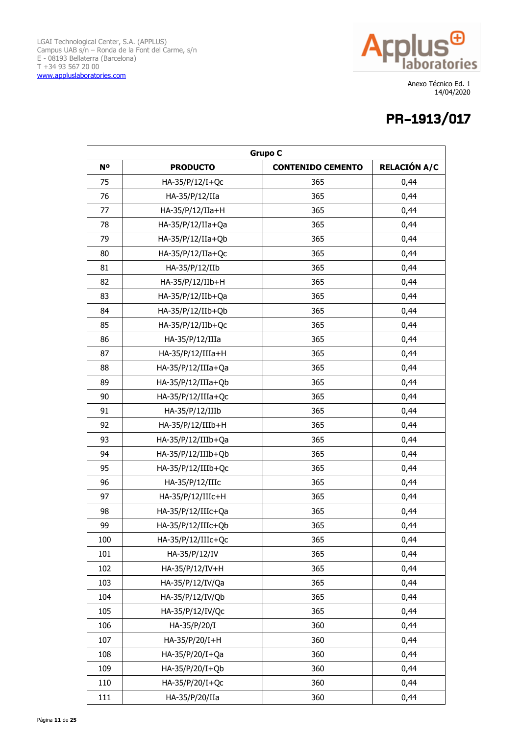LGAI Technological Center, S.A. (APPLUS)
Campus UAB s/n – Ronda de la Font del Carme, s/n
E - 08193 Bellaterra (Barcelona)
T +34 93 567 20 00
www.appluslaboratories.com

Anexo Técnico Ed. 1
14/04/2020

# PR–1913/017

| Grupo C | | | |
|---|---|---|---|
| **Nº** | **PRODUCTO** | **CONTENIDO CEMENTO** | **RELACIÓN A/C** |
| 75 | HA-35/P/12/I+Qc | 365 | 0,44 |
| 76 | HA-35/P/12/IIa | 365 | 0,44 |
| 77 | HA-35/P/12/IIa+H | 365 | 0,44 |
| 78 | HA-35/P/12/IIa+Qa | 365 | 0,44 |
| 79 | HA-35/P/12/IIa+Qb | 365 | 0,44 |
| 80 | HA-35/P/12/IIa+Qc | 365 | 0,44 |
| 81 | HA-35/P/12/IIb | 365 | 0,44 |
| 82 | HA-35/P/12/IIb+H | 365 | 0,44 |
| 83 | HA-35/P/12/IIb+Qa | 365 | 0,44 |
| 84 | HA-35/P/12/IIb+Qb | 365 | 0,44 |
| 85 | HA-35/P/12/IIb+Qc | 365 | 0,44 |
| 86 | HA-35/P/12/IIIa | 365 | 0,44 |
| 87 | HA-35/P/12/IIIa+H | 365 | 0,44 |
| 88 | HA-35/P/12/IIIa+Qa | 365 | 0,44 |
| 89 | HA-35/P/12/IIIa+Qb | 365 | 0,44 |
| 90 | HA-35/P/12/IIIa+Qc | 365 | 0,44 |
| 91 | HA-35/P/12/IIIb | 365 | 0,44 |
| 92 | HA-35/P/12/IIIb+H | 365 | 0,44 |
| 93 | HA-35/P/12/IIIb+Qa | 365 | 0,44 |
| 94 | HA-35/P/12/IIIb+Qb | 365 | 0,44 |
| 95 | HA-35/P/12/IIIb+Qc | 365 | 0,44 |
| 96 | HA-35/P/12/IIIc | 365 | 0,44 |
| 97 | HA-35/P/12/IIIc+H | 365 | 0,44 |
| 98 | HA-35/P/12/IIIc+Qa | 365 | 0,44 |
| 99 | HA-35/P/12/IIIc+Qb | 365 | 0,44 |
| 100 | HA-35/P/12/IIIc+Qc | 365 | 0,44 |
| 101 | HA-35/P/12/IV | 365 | 0,44 |
| 102 | HA-35/P/12/IV+H | 365 | 0,44 |
| 103 | HA-35/P/12/IV/Qa | 365 | 0,44 |
| 104 | HA-35/P/12/IV/Qb | 365 | 0,44 |
| 105 | HA-35/P/12/IV/Qc | 365 | 0,44 |
| 106 | HA-35/P/20/I | 360 | 0,44 |
| 107 | HA-35/P/20/I+H | 360 | 0,44 |
| 108 | HA-35/P/20/I+Qa | 360 | 0,44 |
| 109 | HA-35/P/20/I+Qb | 360 | 0,44 |
| 110 | HA-35/P/20/I+Qc | 360 | 0,44 |
| 111 | HA-35/P/20/IIa | 360 | 0,44 |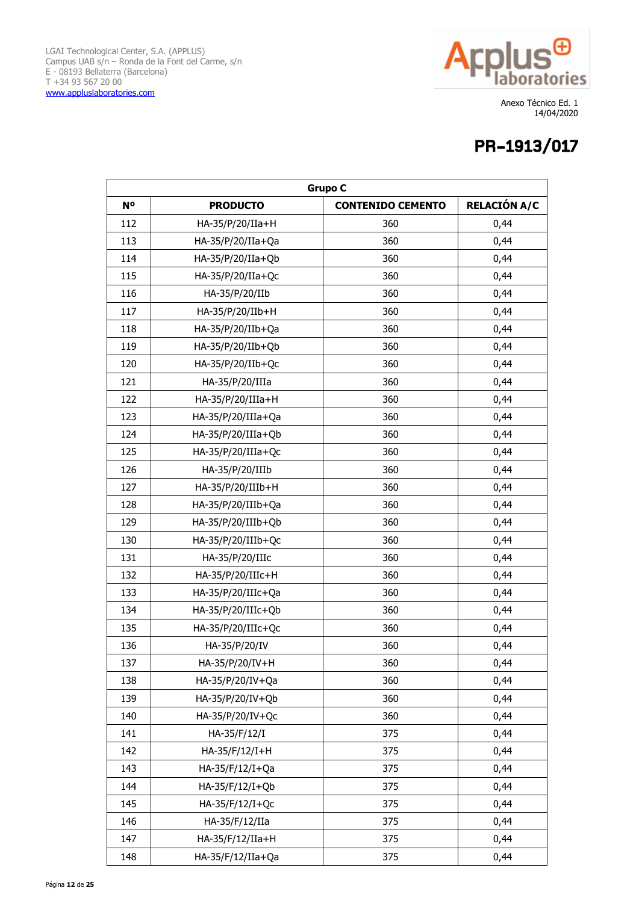LGAI Technological Center, S.A. (APPLUS)
Campus UAB s/n – Ronda de la Font del Carme, s/n
E - 08193 Bellaterra (Barcelona)
T +34 93 567 20 00
www.appluslaboratories.com

Anexo Técnico Ed. 1
14/04/2020

# PR–1913/017

| Grupo C | | | |
|---|---|---|---|
| **Nº** | **PRODUCTO** | **CONTENIDO CEMENTO** | **RELACIÓN A/C** |
| 112 | HA-35/P/20/IIa+H | 360 | 0,44 |
| 113 | HA-35/P/20/IIa+Qa | 360 | 0,44 |
| 114 | HA-35/P/20/IIa+Qb | 360 | 0,44 |
| 115 | HA-35/P/20/IIa+Qc | 360 | 0,44 |
| 116 | HA-35/P/20/IIb | 360 | 0,44 |
| 117 | HA-35/P/20/IIb+H | 360 | 0,44 |
| 118 | HA-35/P/20/IIb+Qa | 360 | 0,44 |
| 119 | HA-35/P/20/IIb+Qb | 360 | 0,44 |
| 120 | HA-35/P/20/IIb+Qc | 360 | 0,44 |
| 121 | HA-35/P/20/IIIa | 360 | 0,44 |
| 122 | HA-35/P/20/IIIa+H | 360 | 0,44 |
| 123 | HA-35/P/20/IIIa+Qa | 360 | 0,44 |
| 124 | HA-35/P/20/IIIa+Qb | 360 | 0,44 |
| 125 | HA-35/P/20/IIIa+Qc | 360 | 0,44 |
| 126 | HA-35/P/20/IIIb | 360 | 0,44 |
| 127 | HA-35/P/20/IIIb+H | 360 | 0,44 |
| 128 | HA-35/P/20/IIIb+Qa | 360 | 0,44 |
| 129 | HA-35/P/20/IIIb+Qb | 360 | 0,44 |
| 130 | HA-35/P/20/IIIb+Qc | 360 | 0,44 |
| 131 | HA-35/P/20/IIIc | 360 | 0,44 |
| 132 | HA-35/P/20/IIIc+H | 360 | 0,44 |
| 133 | HA-35/P/20/IIIc+Qa | 360 | 0,44 |
| 134 | HA-35/P/20/IIIc+Qb | 360 | 0,44 |
| 135 | HA-35/P/20/IIIc+Qc | 360 | 0,44 |
| 136 | HA-35/P/20/IV | 360 | 0,44 |
| 137 | HA-35/P/20/IV+H | 360 | 0,44 |
| 138 | HA-35/P/20/IV+Qa | 360 | 0,44 |
| 139 | HA-35/P/20/IV+Qb | 360 | 0,44 |
| 140 | HA-35/P/20/IV+Qc | 360 | 0,44 |
| 141 | HA-35/F/12/I | 375 | 0,44 |
| 142 | HA-35/F/12/I+H | 375 | 0,44 |
| 143 | HA-35/F/12/I+Qa | 375 | 0,44 |
| 144 | HA-35/F/12/I+Qb | 375 | 0,44 |
| 145 | HA-35/F/12/I+Qc | 375 | 0,44 |
| 146 | HA-35/F/12/IIa | 375 | 0,44 |
| 147 | HA-35/F/12/IIa+H | 375 | 0,44 |
| 148 | HA-35/F/12/IIa+Qa | 375 | 0,44 |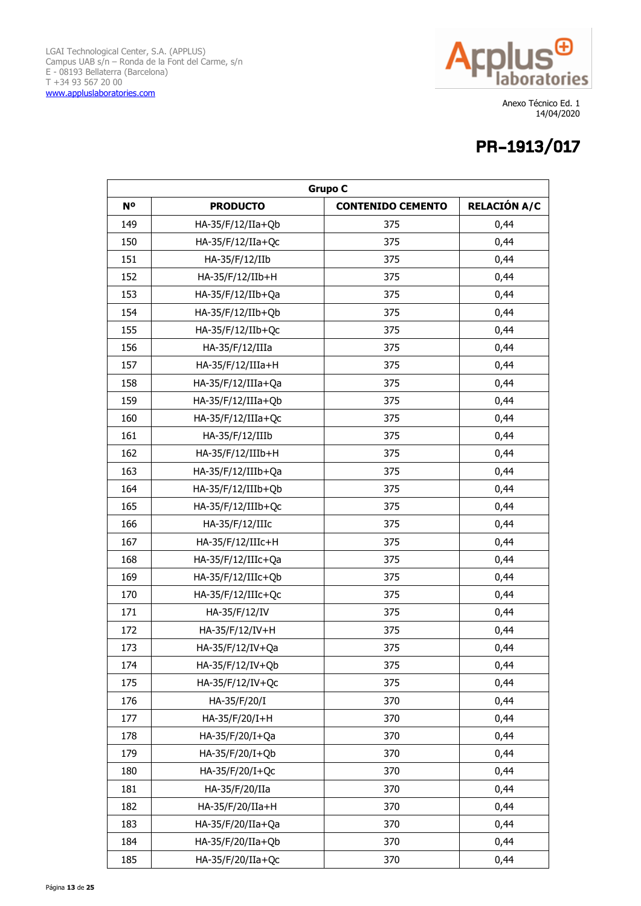LGAI Technological Center, S.A. (APPLUS)
Campus UAB s/n – Ronda de la Font del Carme, s/n
E - 08193 Bellaterra (Barcelona)
T +34 93 567 20 00
www.appluslaboratories.com

Anexo Técnico Ed. 1
14/04/2020

# PR–1913/017

| Grupo C | | | |
|---|---|---|---|
| **Nº** | **PRODUCTO** | **CONTENIDO CEMENTO** | **RELACIÓN A/C** |
| 149 | HA-35/F/12/IIa+Qb | 375 | 0,44 |
| 150 | HA-35/F/12/IIa+Qc | 375 | 0,44 |
| 151 | HA-35/F/12/IIb | 375 | 0,44 |
| 152 | HA-35/F/12/IIb+H | 375 | 0,44 |
| 153 | HA-35/F/12/IIb+Qa | 375 | 0,44 |
| 154 | HA-35/F/12/IIb+Qb | 375 | 0,44 |
| 155 | HA-35/F/12/IIb+Qc | 375 | 0,44 |
| 156 | HA-35/F/12/IIIa | 375 | 0,44 |
| 157 | HA-35/F/12/IIIa+H | 375 | 0,44 |
| 158 | HA-35/F/12/IIIa+Qa | 375 | 0,44 |
| 159 | HA-35/F/12/IIIa+Qb | 375 | 0,44 |
| 160 | HA-35/F/12/IIIa+Qc | 375 | 0,44 |
| 161 | HA-35/F/12/IIIb | 375 | 0,44 |
| 162 | HA-35/F/12/IIIb+H | 375 | 0,44 |
| 163 | HA-35/F/12/IIIb+Qa | 375 | 0,44 |
| 164 | HA-35/F/12/IIIb+Qb | 375 | 0,44 |
| 165 | HA-35/F/12/IIIb+Qc | 375 | 0,44 |
| 166 | HA-35/F/12/IIIc | 375 | 0,44 |
| 167 | HA-35/F/12/IIIc+H | 375 | 0,44 |
| 168 | HA-35/F/12/IIIc+Qa | 375 | 0,44 |
| 169 | HA-35/F/12/IIIc+Qb | 375 | 0,44 |
| 170 | HA-35/F/12/IIIc+Qc | 375 | 0,44 |
| 171 | HA-35/F/12/IV | 375 | 0,44 |
| 172 | HA-35/F/12/IV+H | 375 | 0,44 |
| 173 | HA-35/F/12/IV+Qa | 375 | 0,44 |
| 174 | HA-35/F/12/IV+Qb | 375 | 0,44 |
| 175 | HA-35/F/12/IV+Qc | 375 | 0,44 |
| 176 | HA-35/F/20/I | 370 | 0,44 |
| 177 | HA-35/F/20/I+H | 370 | 0,44 |
| 178 | HA-35/F/20/I+Qa | 370 | 0,44 |
| 179 | HA-35/F/20/I+Qb | 370 | 0,44 |
| 180 | HA-35/F/20/I+Qc | 370 | 0,44 |
| 181 | HA-35/F/20/IIa | 370 | 0,44 |
| 182 | HA-35/F/20/IIa+H | 370 | 0,44 |
| 183 | HA-35/F/20/IIa+Qa | 370 | 0,44 |
| 184 | HA-35/F/20/IIa+Qb | 370 | 0,44 |
| 185 | HA-35/F/20/IIa+Qc | 370 | 0,44 |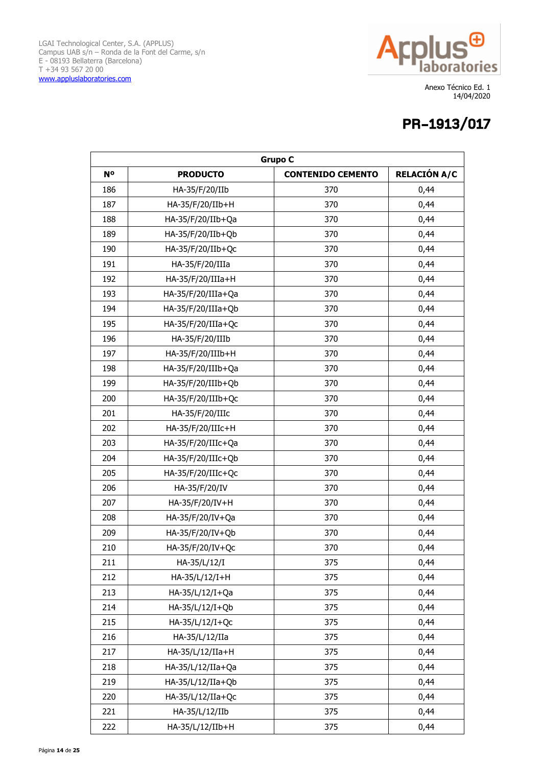LGAI Technological Center, S.A. (APPLUS)
Campus UAB s/n – Ronda de la Font del Carme, s/n
E - 08193 Bellaterra (Barcelona)
T +34 93 567 20 00
www.appluslaboratories.com

Anexo Técnico Ed. 1
14/04/2020

# PR–1913/017

| Grupo C | | | |
|---|---|---|---|
| Nº | PRODUCTO | CONTENIDO CEMENTO | RELACIÓN A/C |
| 186 | HA-35/F/20/IIb | 370 | 0,44 |
| 187 | HA-35/F/20/IIb+H | 370 | 0,44 |
| 188 | HA-35/F/20/IIb+Qa | 370 | 0,44 |
| 189 | HA-35/F/20/IIb+Qb | 370 | 0,44 |
| 190 | HA-35/F/20/IIb+Qc | 370 | 0,44 |
| 191 | HA-35/F/20/IIIa | 370 | 0,44 |
| 192 | HA-35/F/20/IIIa+H | 370 | 0,44 |
| 193 | HA-35/F/20/IIIa+Qa | 370 | 0,44 |
| 194 | HA-35/F/20/IIIa+Qb | 370 | 0,44 |
| 195 | HA-35/F/20/IIIa+Qc | 370 | 0,44 |
| 196 | HA-35/F/20/IIIb | 370 | 0,44 |
| 197 | HA-35/F/20/IIIb+H | 370 | 0,44 |
| 198 | HA-35/F/20/IIIb+Qa | 370 | 0,44 |
| 199 | HA-35/F/20/IIIb+Qb | 370 | 0,44 |
| 200 | HA-35/F/20/IIIb+Qc | 370 | 0,44 |
| 201 | HA-35/F/20/IIIc | 370 | 0,44 |
| 202 | HA-35/F/20/IIIc+H | 370 | 0,44 |
| 203 | HA-35/F/20/IIIc+Qa | 370 | 0,44 |
| 204 | HA-35/F/20/IIIc+Qb | 370 | 0,44 |
| 205 | HA-35/F/20/IIIc+Qc | 370 | 0,44 |
| 206 | HA-35/F/20/IV | 370 | 0,44 |
| 207 | HA-35/F/20/IV+H | 370 | 0,44 |
| 208 | HA-35/F/20/IV+Qa | 370 | 0,44 |
| 209 | HA-35/F/20/IV+Qb | 370 | 0,44 |
| 210 | HA-35/F/20/IV+Qc | 370 | 0,44 |
| 211 | HA-35/L/12/I | 375 | 0,44 |
| 212 | HA-35/L/12/I+H | 375 | 0,44 |
| 213 | HA-35/L/12/I+Qa | 375 | 0,44 |
| 214 | HA-35/L/12/I+Qb | 375 | 0,44 |
| 215 | HA-35/L/12/I+Qc | 375 | 0,44 |
| 216 | HA-35/L/12/IIa | 375 | 0,44 |
| 217 | HA-35/L/12/IIa+H | 375 | 0,44 |
| 218 | HA-35/L/12/IIa+Qa | 375 | 0,44 |
| 219 | HA-35/L/12/IIa+Qb | 375 | 0,44 |
| 220 | HA-35/L/12/IIa+Qc | 375 | 0,44 |
| 221 | HA-35/L/12/IIb | 375 | 0,44 |
| 222 | HA-35/L/12/IIb+H | 375 | 0,44 |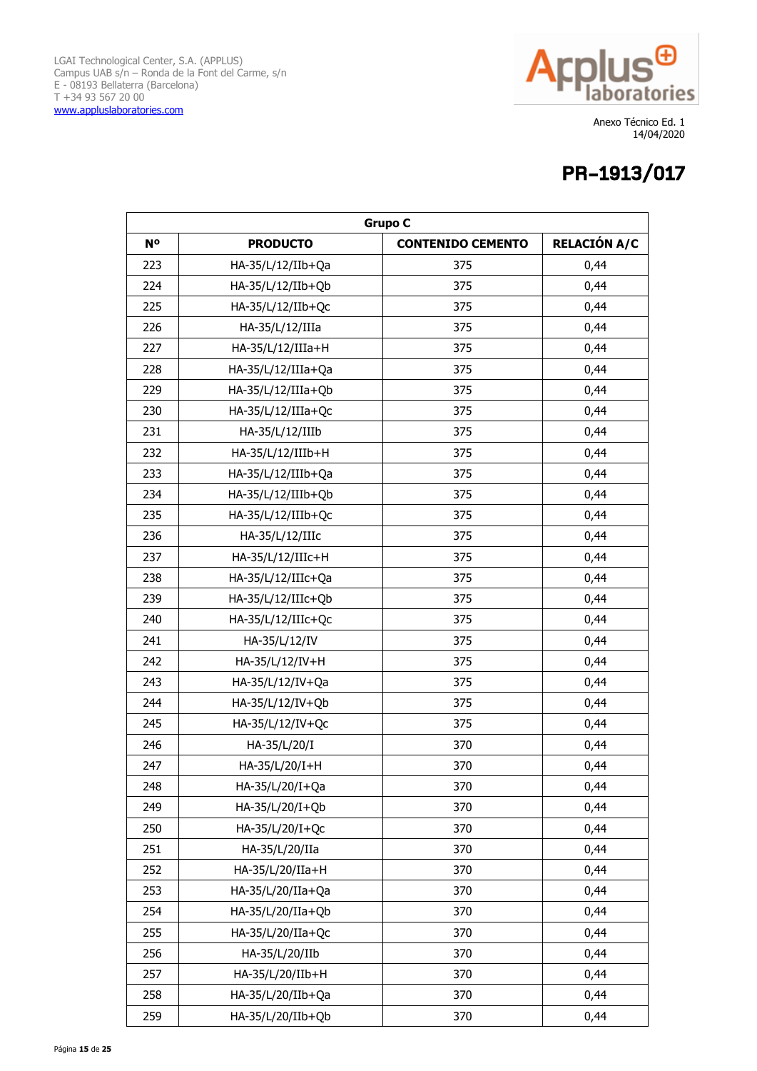LGAI Technological Center, S.A. (APPLUS)
Campus UAB s/n – Ronda de la Font del Carme, s/n
E - 08193 Bellaterra (Barcelona)
T +34 93 567 20 00
www.appluslaboratories.com

Anexo Técnico Ed. 1
14/04/2020

# PR–1913/017

| Grupo C | | | |
|---|---|---|---|
| **Nº** | **PRODUCTO** | **CONTENIDO CEMENTO** | **RELACIÓN A/C** |
| 223 | HA-35/L/12/IIb+Qa | 375 | 0,44 |
| 224 | HA-35/L/12/IIb+Qb | 375 | 0,44 |
| 225 | HA-35/L/12/IIb+Qc | 375 | 0,44 |
| 226 | HA-35/L/12/IIIa | 375 | 0,44 |
| 227 | HA-35/L/12/IIIa+H | 375 | 0,44 |
| 228 | HA-35/L/12/IIIa+Qa | 375 | 0,44 |
| 229 | HA-35/L/12/IIIa+Qb | 375 | 0,44 |
| 230 | HA-35/L/12/IIIa+Qc | 375 | 0,44 |
| 231 | HA-35/L/12/IIIb | 375 | 0,44 |
| 232 | HA-35/L/12/IIIb+H | 375 | 0,44 |
| 233 | HA-35/L/12/IIIb+Qa | 375 | 0,44 |
| 234 | HA-35/L/12/IIIb+Qb | 375 | 0,44 |
| 235 | HA-35/L/12/IIIb+Qc | 375 | 0,44 |
| 236 | HA-35/L/12/IIIc | 375 | 0,44 |
| 237 | HA-35/L/12/IIIc+H | 375 | 0,44 |
| 238 | HA-35/L/12/IIIc+Qa | 375 | 0,44 |
| 239 | HA-35/L/12/IIIc+Qb | 375 | 0,44 |
| 240 | HA-35/L/12/IIIc+Qc | 375 | 0,44 |
| 241 | HA-35/L/12/IV | 375 | 0,44 |
| 242 | HA-35/L/12/IV+H | 375 | 0,44 |
| 243 | HA-35/L/12/IV+Qa | 375 | 0,44 |
| 244 | HA-35/L/12/IV+Qb | 375 | 0,44 |
| 245 | HA-35/L/12/IV+Qc | 375 | 0,44 |
| 246 | HA-35/L/20/I | 370 | 0,44 |
| 247 | HA-35/L/20/I+H | 370 | 0,44 |
| 248 | HA-35/L/20/I+Qa | 370 | 0,44 |
| 249 | HA-35/L/20/I+Qb | 370 | 0,44 |
| 250 | HA-35/L/20/I+Qc | 370 | 0,44 |
| 251 | HA-35/L/20/IIa | 370 | 0,44 |
| 252 | HA-35/L/20/IIa+H | 370 | 0,44 |
| 253 | HA-35/L/20/IIa+Qa | 370 | 0,44 |
| 254 | HA-35/L/20/IIa+Qb | 370 | 0,44 |
| 255 | HA-35/L/20/IIa+Qc | 370 | 0,44 |
| 256 | HA-35/L/20/IIb | 370 | 0,44 |
| 257 | HA-35/L/20/IIb+H | 370 | 0,44 |
| 258 | HA-35/L/20/IIb+Qa | 370 | 0,44 |
| 259 | HA-35/L/20/IIb+Qb | 370 | 0,44 |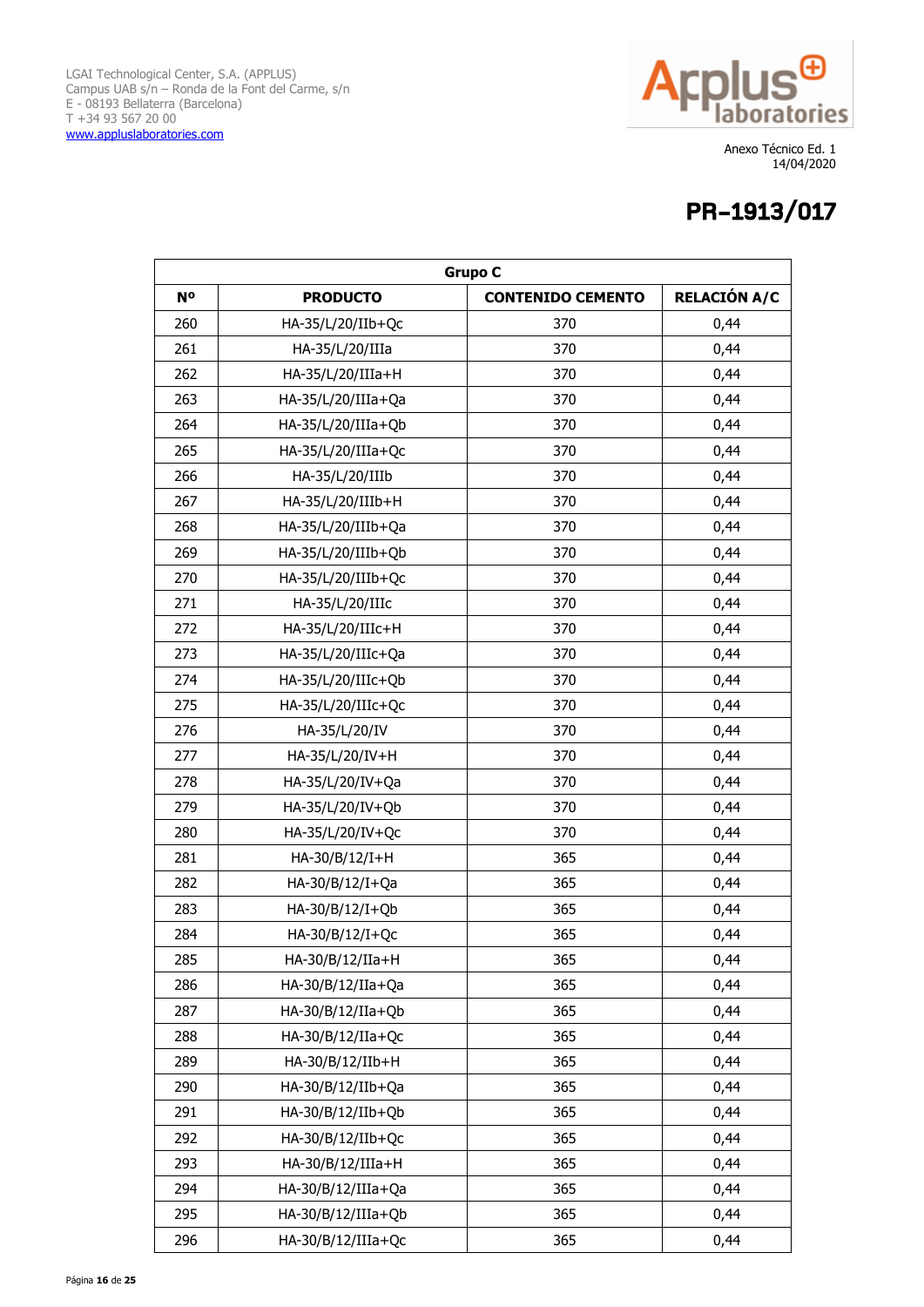LGAI Technological Center, S.A. (APPLUS)
Campus UAB s/n – Ronda de la Font del Carme, s/n
E - 08193 Bellaterra (Barcelona)
T +34 93 567 20 00
www.appluslaboratories.com

Anexo Técnico Ed. 1
14/04/2020

# PR–1913/017

| Grupo C | | | |
|---|---|---|---|
| Nº | PRODUCTO | CONTENIDO CEMENTO | RELACIÓN A/C |
| 260 | HA-35/L/20/IIb+Qc | 370 | 0,44 |
| 261 | HA-35/L/20/IIIa | 370 | 0,44 |
| 262 | HA-35/L/20/IIIa+H | 370 | 0,44 |
| 263 | HA-35/L/20/IIIa+Qa | 370 | 0,44 |
| 264 | HA-35/L/20/IIIa+Qb | 370 | 0,44 |
| 265 | HA-35/L/20/IIIa+Qc | 370 | 0,44 |
| 266 | HA-35/L/20/IIIb | 370 | 0,44 |
| 267 | HA-35/L/20/IIIb+H | 370 | 0,44 |
| 268 | HA-35/L/20/IIIb+Qa | 370 | 0,44 |
| 269 | HA-35/L/20/IIIb+Qb | 370 | 0,44 |
| 270 | HA-35/L/20/IIIb+Qc | 370 | 0,44 |
| 271 | HA-35/L/20/IIIc | 370 | 0,44 |
| 272 | HA-35/L/20/IIIc+H | 370 | 0,44 |
| 273 | HA-35/L/20/IIIc+Qa | 370 | 0,44 |
| 274 | HA-35/L/20/IIIc+Qb | 370 | 0,44 |
| 275 | HA-35/L/20/IIIc+Qc | 370 | 0,44 |
| 276 | HA-35/L/20/IV | 370 | 0,44 |
| 277 | HA-35/L/20/IV+H | 370 | 0,44 |
| 278 | HA-35/L/20/IV+Qa | 370 | 0,44 |
| 279 | HA-35/L/20/IV+Qb | 370 | 0,44 |
| 280 | HA-35/L/20/IV+Qc | 370 | 0,44 |
| 281 | HA-30/B/12/I+H | 365 | 0,44 |
| 282 | HA-30/B/12/I+Qa | 365 | 0,44 |
| 283 | HA-30/B/12/I+Qb | 365 | 0,44 |
| 284 | HA-30/B/12/I+Qc | 365 | 0,44 |
| 285 | HA-30/B/12/IIa+H | 365 | 0,44 |
| 286 | HA-30/B/12/IIa+Qa | 365 | 0,44 |
| 287 | HA-30/B/12/IIa+Qb | 365 | 0,44 |
| 288 | HA-30/B/12/IIa+Qc | 365 | 0,44 |
| 289 | HA-30/B/12/IIb+H | 365 | 0,44 |
| 290 | HA-30/B/12/IIb+Qa | 365 | 0,44 |
| 291 | HA-30/B/12/IIb+Qb | 365 | 0,44 |
| 292 | HA-30/B/12/IIb+Qc | 365 | 0,44 |
| 293 | HA-30/B/12/IIIa+H | 365 | 0,44 |
| 294 | HA-30/B/12/IIIa+Qa | 365 | 0,44 |
| 295 | HA-30/B/12/IIIa+Qb | 365 | 0,44 |
| 296 | HA-30/B/12/IIIa+Qc | 365 | 0,44 |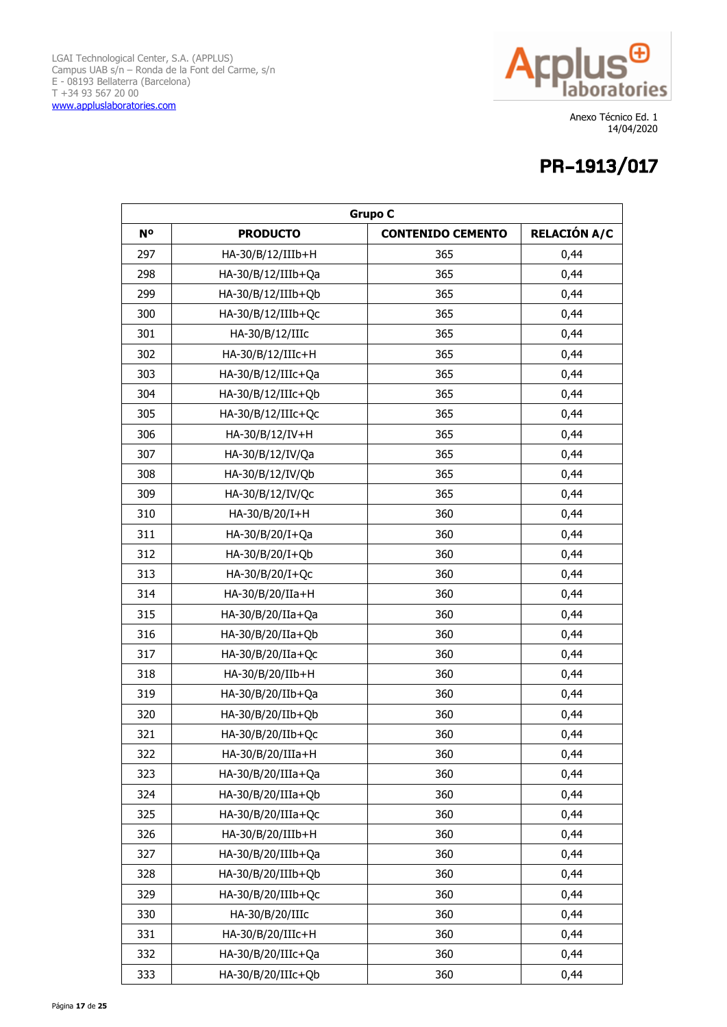LGAI Technological Center, S.A. (APPLUS)
Campus UAB s/n – Ronda de la Font del Carme, s/n
E - 08193 Bellaterra (Barcelona)
T +34 93 567 20 00
www.appluslaboratories.com

Anexo Técnico Ed. 1
14/04/2020

# PR–1913/017

| Grupo C | | | |
|---|---|---|---|
| **Nº** | **PRODUCTO** | **CONTENIDO CEMENTO** | **RELACIÓN A/C** |
| 297 | HA-30/B/12/IIIb+H | 365 | 0,44 |
| 298 | HA-30/B/12/IIIb+Qa | 365 | 0,44 |
| 299 | HA-30/B/12/IIIb+Qb | 365 | 0,44 |
| 300 | HA-30/B/12/IIIb+Qc | 365 | 0,44 |
| 301 | HA-30/B/12/IIIc | 365 | 0,44 |
| 302 | HA-30/B/12/IIIc+H | 365 | 0,44 |
| 303 | HA-30/B/12/IIIc+Qa | 365 | 0,44 |
| 304 | HA-30/B/12/IIIc+Qb | 365 | 0,44 |
| 305 | HA-30/B/12/IIIc+Qc | 365 | 0,44 |
| 306 | HA-30/B/12/IV+H | 365 | 0,44 |
| 307 | HA-30/B/12/IV/Qa | 365 | 0,44 |
| 308 | HA-30/B/12/IV/Qb | 365 | 0,44 |
| 309 | HA-30/B/12/IV/Qc | 365 | 0,44 |
| 310 | HA-30/B/20/I+H | 360 | 0,44 |
| 311 | HA-30/B/20/I+Qa | 360 | 0,44 |
| 312 | HA-30/B/20/I+Qb | 360 | 0,44 |
| 313 | HA-30/B/20/I+Qc | 360 | 0,44 |
| 314 | HA-30/B/20/IIa+H | 360 | 0,44 |
| 315 | HA-30/B/20/IIa+Qa | 360 | 0,44 |
| 316 | HA-30/B/20/IIa+Qb | 360 | 0,44 |
| 317 | HA-30/B/20/IIa+Qc | 360 | 0,44 |
| 318 | HA-30/B/20/IIb+H | 360 | 0,44 |
| 319 | HA-30/B/20/IIb+Qa | 360 | 0,44 |
| 320 | HA-30/B/20/IIb+Qb | 360 | 0,44 |
| 321 | HA-30/B/20/IIb+Qc | 360 | 0,44 |
| 322 | HA-30/B/20/IIIa+H | 360 | 0,44 |
| 323 | HA-30/B/20/IIIa+Qa | 360 | 0,44 |
| 324 | HA-30/B/20/IIIa+Qb | 360 | 0,44 |
| 325 | HA-30/B/20/IIIa+Qc | 360 | 0,44 |
| 326 | HA-30/B/20/IIIb+H | 360 | 0,44 |
| 327 | HA-30/B/20/IIIb+Qa | 360 | 0,44 |
| 328 | HA-30/B/20/IIIb+Qb | 360 | 0,44 |
| 329 | HA-30/B/20/IIIb+Qc | 360 | 0,44 |
| 330 | HA-30/B/20/IIIc | 360 | 0,44 |
| 331 | HA-30/B/20/IIIc+H | 360 | 0,44 |
| 332 | HA-30/B/20/IIIc+Qa | 360 | 0,44 |
| 333 | HA-30/B/20/IIIc+Qb | 360 | 0,44 |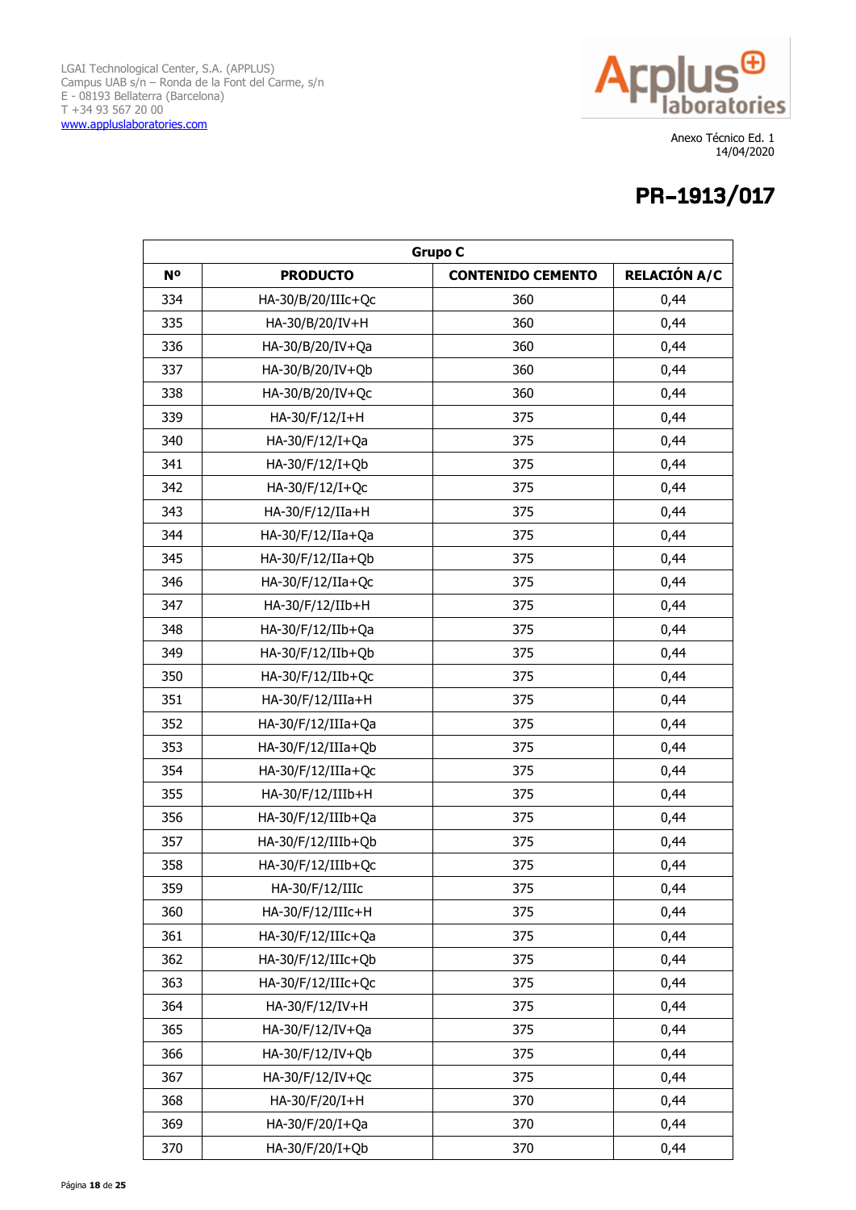LGAI Technological Center, S.A. (APPLUS)
Campus UAB s/n – Ronda de la Font del Carme, s/n
E - 08193 Bellaterra (Barcelona)
T +34 93 567 20 00
www.appluslaboratories.com

Anexo Técnico Ed. 1
14/04/2020

# PR–1913/017

| Grupo C | | | |
|---|---|---|---|
| Nº | PRODUCTO | CONTENIDO CEMENTO | RELACIÓN A/C |
| 334 | HA-30/B/20/IIIc+Qc | 360 | 0,44 |
| 335 | HA-30/B/20/IV+H | 360 | 0,44 |
| 336 | HA-30/B/20/IV+Qa | 360 | 0,44 |
| 337 | HA-30/B/20/IV+Qb | 360 | 0,44 |
| 338 | HA-30/B/20/IV+Qc | 360 | 0,44 |
| 339 | HA-30/F/12/I+H | 375 | 0,44 |
| 340 | HA-30/F/12/I+Qa | 375 | 0,44 |
| 341 | HA-30/F/12/I+Qb | 375 | 0,44 |
| 342 | HA-30/F/12/I+Qc | 375 | 0,44 |
| 343 | HA-30/F/12/IIa+H | 375 | 0,44 |
| 344 | HA-30/F/12/IIa+Qa | 375 | 0,44 |
| 345 | HA-30/F/12/IIa+Qb | 375 | 0,44 |
| 346 | HA-30/F/12/IIa+Qc | 375 | 0,44 |
| 347 | HA-30/F/12/IIb+H | 375 | 0,44 |
| 348 | HA-30/F/12/IIb+Qa | 375 | 0,44 |
| 349 | HA-30/F/12/IIb+Qb | 375 | 0,44 |
| 350 | HA-30/F/12/IIb+Qc | 375 | 0,44 |
| 351 | HA-30/F/12/IIIa+H | 375 | 0,44 |
| 352 | HA-30/F/12/IIIa+Qa | 375 | 0,44 |
| 353 | HA-30/F/12/IIIa+Qb | 375 | 0,44 |
| 354 | HA-30/F/12/IIIa+Qc | 375 | 0,44 |
| 355 | HA-30/F/12/IIIb+H | 375 | 0,44 |
| 356 | HA-30/F/12/IIIb+Qa | 375 | 0,44 |
| 357 | HA-30/F/12/IIIb+Qb | 375 | 0,44 |
| 358 | HA-30/F/12/IIIb+Qc | 375 | 0,44 |
| 359 | HA-30/F/12/IIIc | 375 | 0,44 |
| 360 | HA-30/F/12/IIIc+H | 375 | 0,44 |
| 361 | HA-30/F/12/IIIc+Qa | 375 | 0,44 |
| 362 | HA-30/F/12/IIIc+Qb | 375 | 0,44 |
| 363 | HA-30/F/12/IIIc+Qc | 375 | 0,44 |
| 364 | HA-30/F/12/IV+H | 375 | 0,44 |
| 365 | HA-30/F/12/IV+Qa | 375 | 0,44 |
| 366 | HA-30/F/12/IV+Qb | 375 | 0,44 |
| 367 | HA-30/F/12/IV+Qc | 375 | 0,44 |
| 368 | HA-30/F/20/I+H | 370 | 0,44 |
| 369 | HA-30/F/20/I+Qa | 370 | 0,44 |
| 370 | HA-30/F/20/I+Qb | 370 | 0,44 |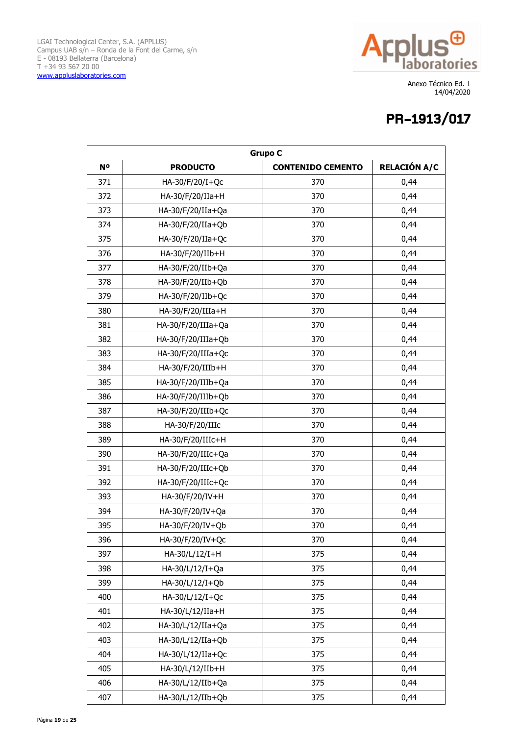LGAI Technological Center, S.A. (APPLUS)
Campus UAB s/n – Ronda de la Font del Carme, s/n
E - 08193 Bellaterra (Barcelona)
T +34 93 567 20 00
www.appluslaboratories.com

Anexo Técnico Ed. 1
14/04/2020

# PR–1913/017

| Grupo C | | | |
|---|---|---|---|
| Nº | PRODUCTO | CONTENIDO CEMENTO | RELACIÓN A/C |
| 371 | HA-30/F/20/I+Qc | 370 | 0,44 |
| 372 | HA-30/F/20/IIa+H | 370 | 0,44 |
| 373 | HA-30/F/20/IIa+Qa | 370 | 0,44 |
| 374 | HA-30/F/20/IIa+Qb | 370 | 0,44 |
| 375 | HA-30/F/20/IIa+Qc | 370 | 0,44 |
| 376 | HA-30/F/20/IIb+H | 370 | 0,44 |
| 377 | HA-30/F/20/IIb+Qa | 370 | 0,44 |
| 378 | HA-30/F/20/IIb+Qb | 370 | 0,44 |
| 379 | HA-30/F/20/IIb+Qc | 370 | 0,44 |
| 380 | HA-30/F/20/IIIa+H | 370 | 0,44 |
| 381 | HA-30/F/20/IIIa+Qa | 370 | 0,44 |
| 382 | HA-30/F/20/IIIa+Qb | 370 | 0,44 |
| 383 | HA-30/F/20/IIIa+Qc | 370 | 0,44 |
| 384 | HA-30/F/20/IIIb+H | 370 | 0,44 |
| 385 | HA-30/F/20/IIIb+Qa | 370 | 0,44 |
| 386 | HA-30/F/20/IIIb+Qb | 370 | 0,44 |
| 387 | HA-30/F/20/IIIb+Qc | 370 | 0,44 |
| 388 | HA-30/F/20/IIIc | 370 | 0,44 |
| 389 | HA-30/F/20/IIIc+H | 370 | 0,44 |
| 390 | HA-30/F/20/IIIc+Qa | 370 | 0,44 |
| 391 | HA-30/F/20/IIIc+Qb | 370 | 0,44 |
| 392 | HA-30/F/20/IIIc+Qc | 370 | 0,44 |
| 393 | HA-30/F/20/IV+H | 370 | 0,44 |
| 394 | HA-30/F/20/IV+Qa | 370 | 0,44 |
| 395 | HA-30/F/20/IV+Qb | 370 | 0,44 |
| 396 | HA-30/F/20/IV+Qc | 370 | 0,44 |
| 397 | HA-30/L/12/I+H | 375 | 0,44 |
| 398 | HA-30/L/12/I+Qa | 375 | 0,44 |
| 399 | HA-30/L/12/I+Qb | 375 | 0,44 |
| 400 | HA-30/L/12/I+Qc | 375 | 0,44 |
| 401 | HA-30/L/12/IIa+H | 375 | 0,44 |
| 402 | HA-30/L/12/IIa+Qa | 375 | 0,44 |
| 403 | HA-30/L/12/IIa+Qb | 375 | 0,44 |
| 404 | HA-30/L/12/IIa+Qc | 375 | 0,44 |
| 405 | HA-30/L/12/IIb+H | 375 | 0,44 |
| 406 | HA-30/L/12/IIb+Qa | 375 | 0,44 |
| 407 | HA-30/L/12/IIb+Qb | 375 | 0,44 |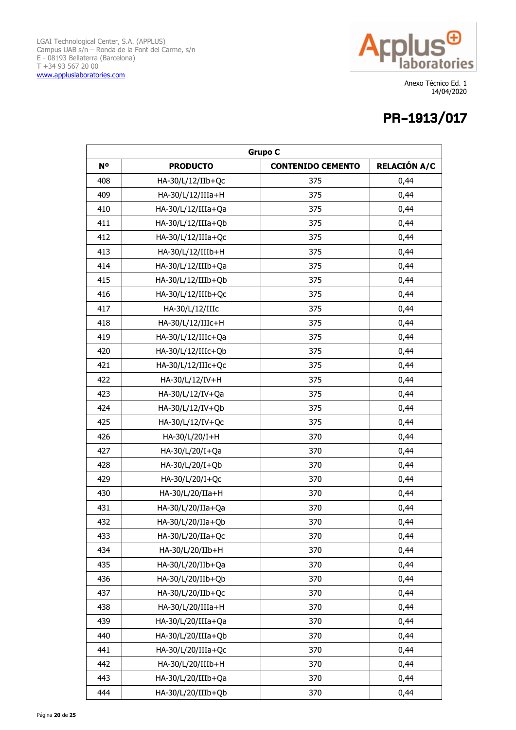LGAI Technological Center, S.A. (APPLUS)
Campus UAB s/n – Ronda de la Font del Carme, s/n
E - 08193 Bellaterra (Barcelona)
T +34 93 567 20 00
www.appluslaboratories.com

Anexo Técnico Ed. 1
14/04/2020

# PR–1913/017

| Grupo C | | | |
|---|---|---|---|
| **Nº** | **PRODUCTO** | **CONTENIDO CEMENTO** | **RELACIÓN A/C** |
| 408 | HA-30/L/12/IIb+Qc | 375 | 0,44 |
| 409 | HA-30/L/12/IIIa+H | 375 | 0,44 |
| 410 | HA-30/L/12/IIIa+Qa | 375 | 0,44 |
| 411 | HA-30/L/12/IIIa+Qb | 375 | 0,44 |
| 412 | HA-30/L/12/IIIa+Qc | 375 | 0,44 |
| 413 | HA-30/L/12/IIIb+H | 375 | 0,44 |
| 414 | HA-30/L/12/IIIb+Qa | 375 | 0,44 |
| 415 | HA-30/L/12/IIIb+Qb | 375 | 0,44 |
| 416 | HA-30/L/12/IIIb+Qc | 375 | 0,44 |
| 417 | HA-30/L/12/IIIc | 375 | 0,44 |
| 418 | HA-30/L/12/IIIc+H | 375 | 0,44 |
| 419 | HA-30/L/12/IIIc+Qa | 375 | 0,44 |
| 420 | HA-30/L/12/IIIc+Qb | 375 | 0,44 |
| 421 | HA-30/L/12/IIIc+Qc | 375 | 0,44 |
| 422 | HA-30/L/12/IV+H | 375 | 0,44 |
| 423 | HA-30/L/12/IV+Qa | 375 | 0,44 |
| 424 | HA-30/L/12/IV+Qb | 375 | 0,44 |
| 425 | HA-30/L/12/IV+Qc | 375 | 0,44 |
| 426 | HA-30/L/20/I+H | 370 | 0,44 |
| 427 | HA-30/L/20/I+Qa | 370 | 0,44 |
| 428 | HA-30/L/20/I+Qb | 370 | 0,44 |
| 429 | HA-30/L/20/I+Qc | 370 | 0,44 |
| 430 | HA-30/L/20/IIa+H | 370 | 0,44 |
| 431 | HA-30/L/20/IIa+Qa | 370 | 0,44 |
| 432 | HA-30/L/20/IIa+Qb | 370 | 0,44 |
| 433 | HA-30/L/20/IIa+Qc | 370 | 0,44 |
| 434 | HA-30/L/20/IIb+H | 370 | 0,44 |
| 435 | HA-30/L/20/IIb+Qa | 370 | 0,44 |
| 436 | HA-30/L/20/IIb+Qb | 370 | 0,44 |
| 437 | HA-30/L/20/IIb+Qc | 370 | 0,44 |
| 438 | HA-30/L/20/IIIa+H | 370 | 0,44 |
| 439 | HA-30/L/20/IIIa+Qa | 370 | 0,44 |
| 440 | HA-30/L/20/IIIa+Qb | 370 | 0,44 |
| 441 | HA-30/L/20/IIIa+Qc | 370 | 0,44 |
| 442 | HA-30/L/20/IIIb+H | 370 | 0,44 |
| 443 | HA-30/L/20/IIIb+Qa | 370 | 0,44 |
| 444 | HA-30/L/20/IIIb+Qb | 370 | 0,44 |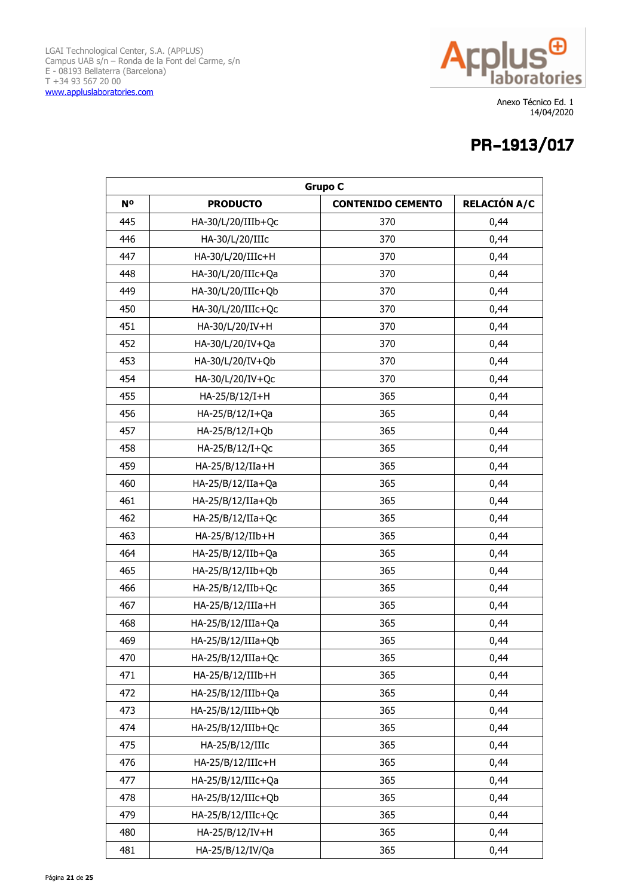LGAI Technological Center, S.A. (APPLUS)
Campus UAB s/n – Ronda de la Font del Carme, s/n
E - 08193 Bellaterra (Barcelona)
T +34 93 567 20 00
www.appluslaboratories.com

Anexo Técnico Ed. 1
14/04/2020

# PR–1913/017

| Grupo C | | | |
|---|---|---|---|
| Nº | PRODUCTO | CONTENIDO CEMENTO | RELACIÓN A/C |
| 445 | HA-30/L/20/IIIb+Qc | 370 | 0,44 |
| 446 | HA-30/L/20/IIIc | 370 | 0,44 |
| 447 | HA-30/L/20/IIIc+H | 370 | 0,44 |
| 448 | HA-30/L/20/IIIc+Qa | 370 | 0,44 |
| 449 | HA-30/L/20/IIIc+Qb | 370 | 0,44 |
| 450 | HA-30/L/20/IIIc+Qc | 370 | 0,44 |
| 451 | HA-30/L/20/IV+H | 370 | 0,44 |
| 452 | HA-30/L/20/IV+Qa | 370 | 0,44 |
| 453 | HA-30/L/20/IV+Qb | 370 | 0,44 |
| 454 | HA-30/L/20/IV+Qc | 370 | 0,44 |
| 455 | HA-25/B/12/I+H | 365 | 0,44 |
| 456 | HA-25/B/12/I+Qa | 365 | 0,44 |
| 457 | HA-25/B/12/I+Qb | 365 | 0,44 |
| 458 | HA-25/B/12/I+Qc | 365 | 0,44 |
| 459 | HA-25/B/12/IIa+H | 365 | 0,44 |
| 460 | HA-25/B/12/IIa+Qa | 365 | 0,44 |
| 461 | HA-25/B/12/IIa+Qb | 365 | 0,44 |
| 462 | HA-25/B/12/IIa+Qc | 365 | 0,44 |
| 463 | HA-25/B/12/IIb+H | 365 | 0,44 |
| 464 | HA-25/B/12/IIb+Qa | 365 | 0,44 |
| 465 | HA-25/B/12/IIb+Qb | 365 | 0,44 |
| 466 | HA-25/B/12/IIb+Qc | 365 | 0,44 |
| 467 | HA-25/B/12/IIIa+H | 365 | 0,44 |
| 468 | HA-25/B/12/IIIa+Qa | 365 | 0,44 |
| 469 | HA-25/B/12/IIIa+Qb | 365 | 0,44 |
| 470 | HA-25/B/12/IIIa+Qc | 365 | 0,44 |
| 471 | HA-25/B/12/IIIb+H | 365 | 0,44 |
| 472 | HA-25/B/12/IIIb+Qa | 365 | 0,44 |
| 473 | HA-25/B/12/IIIb+Qb | 365 | 0,44 |
| 474 | HA-25/B/12/IIIb+Qc | 365 | 0,44 |
| 475 | HA-25/B/12/IIIc | 365 | 0,44 |
| 476 | HA-25/B/12/IIIc+H | 365 | 0,44 |
| 477 | HA-25/B/12/IIIc+Qa | 365 | 0,44 |
| 478 | HA-25/B/12/IIIc+Qb | 365 | 0,44 |
| 479 | HA-25/B/12/IIIc+Qc | 365 | 0,44 |
| 480 | HA-25/B/12/IV+H | 365 | 0,44 |
| 481 | HA-25/B/12/IV/Qa | 365 | 0,44 |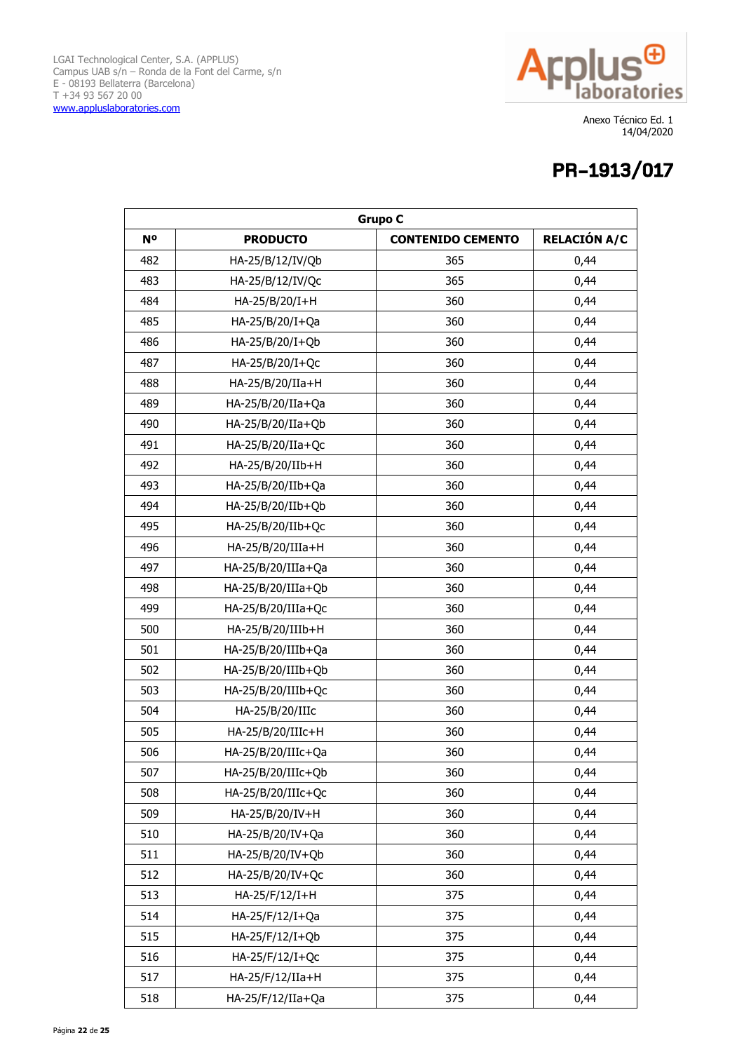LGAI Technological Center, S.A. (APPLUS)
Campus UAB s/n – Ronda de la Font del Carme, s/n
E - 08193 Bellaterra (Barcelona)
T +34 93 567 20 00
www.appluslaboratories.com

Anexo Técnico Ed. 1
14/04/2020

# PR–1913/017

| Grupo C | | | |
|---|---|---|---|
| Nº | PRODUCTO | CONTENIDO CEMENTO | RELACIÓN A/C |
| 482 | HA-25/B/12/IV/Qb | 365 | 0,44 |
| 483 | HA-25/B/12/IV/Qc | 365 | 0,44 |
| 484 | HA-25/B/20/I+H | 360 | 0,44 |
| 485 | HA-25/B/20/I+Qa | 360 | 0,44 |
| 486 | HA-25/B/20/I+Qb | 360 | 0,44 |
| 487 | HA-25/B/20/I+Qc | 360 | 0,44 |
| 488 | HA-25/B/20/IIa+H | 360 | 0,44 |
| 489 | HA-25/B/20/IIa+Qa | 360 | 0,44 |
| 490 | HA-25/B/20/IIa+Qb | 360 | 0,44 |
| 491 | HA-25/B/20/IIa+Qc | 360 | 0,44 |
| 492 | HA-25/B/20/IIb+H | 360 | 0,44 |
| 493 | HA-25/B/20/IIb+Qa | 360 | 0,44 |
| 494 | HA-25/B/20/IIb+Qb | 360 | 0,44 |
| 495 | HA-25/B/20/IIb+Qc | 360 | 0,44 |
| 496 | HA-25/B/20/IIIa+H | 360 | 0,44 |
| 497 | HA-25/B/20/IIIa+Qa | 360 | 0,44 |
| 498 | HA-25/B/20/IIIa+Qb | 360 | 0,44 |
| 499 | HA-25/B/20/IIIa+Qc | 360 | 0,44 |
| 500 | HA-25/B/20/IIIb+H | 360 | 0,44 |
| 501 | HA-25/B/20/IIIb+Qa | 360 | 0,44 |
| 502 | HA-25/B/20/IIIb+Qb | 360 | 0,44 |
| 503 | HA-25/B/20/IIIb+Qc | 360 | 0,44 |
| 504 | HA-25/B/20/IIIc | 360 | 0,44 |
| 505 | HA-25/B/20/IIIc+H | 360 | 0,44 |
| 506 | HA-25/B/20/IIIc+Qa | 360 | 0,44 |
| 507 | HA-25/B/20/IIIc+Qb | 360 | 0,44 |
| 508 | HA-25/B/20/IIIc+Qc | 360 | 0,44 |
| 509 | HA-25/B/20/IV+H | 360 | 0,44 |
| 510 | HA-25/B/20/IV+Qa | 360 | 0,44 |
| 511 | HA-25/B/20/IV+Qb | 360 | 0,44 |
| 512 | HA-25/B/20/IV+Qc | 360 | 0,44 |
| 513 | HA-25/F/12/I+H | 375 | 0,44 |
| 514 | HA-25/F/12/I+Qa | 375 | 0,44 |
| 515 | HA-25/F/12/I+Qb | 375 | 0,44 |
| 516 | HA-25/F/12/I+Qc | 375 | 0,44 |
| 517 | HA-25/F/12/IIa+H | 375 | 0,44 |
| 518 | HA-25/F/12/IIa+Qa | 375 | 0,44 |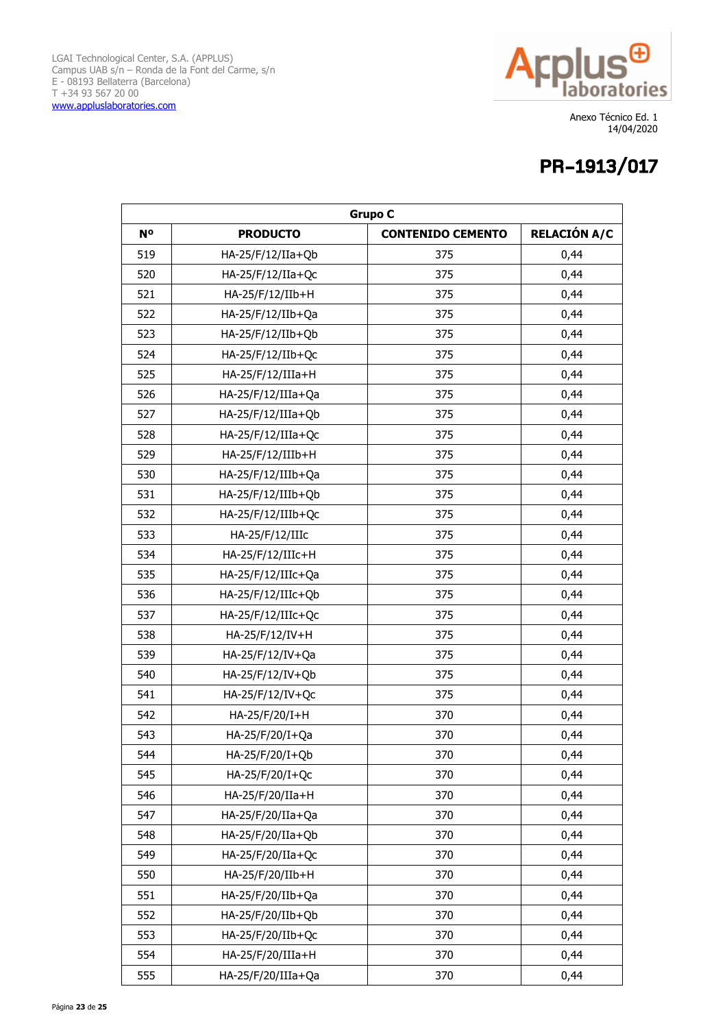LGAI Technological Center, S.A. (APPLUS)
Campus UAB s/n – Ronda de la Font del Carme, s/n
E - 08193 Bellaterra (Barcelona)
T +34 93 567 20 00
www.appluslaboratories.com

Anexo Técnico Ed. 1
14/04/2020

# PR–1913/017

| Grupo C | | | |
|---|---|---|---|
| Nº | PRODUCTO | CONTENIDO CEMENTO | RELACIÓN A/C |
| 519 | HA-25/F/12/IIa+Qb | 375 | 0,44 |
| 520 | HA-25/F/12/IIa+Qc | 375 | 0,44 |
| 521 | HA-25/F/12/IIb+H | 375 | 0,44 |
| 522 | HA-25/F/12/IIb+Qa | 375 | 0,44 |
| 523 | HA-25/F/12/IIb+Qb | 375 | 0,44 |
| 524 | HA-25/F/12/IIb+Qc | 375 | 0,44 |
| 525 | HA-25/F/12/IIIa+H | 375 | 0,44 |
| 526 | HA-25/F/12/IIIa+Qa | 375 | 0,44 |
| 527 | HA-25/F/12/IIIa+Qb | 375 | 0,44 |
| 528 | HA-25/F/12/IIIa+Qc | 375 | 0,44 |
| 529 | HA-25/F/12/IIIb+H | 375 | 0,44 |
| 530 | HA-25/F/12/IIIb+Qa | 375 | 0,44 |
| 531 | HA-25/F/12/IIIb+Qb | 375 | 0,44 |
| 532 | HA-25/F/12/IIIb+Qc | 375 | 0,44 |
| 533 | HA-25/F/12/IIIc | 375 | 0,44 |
| 534 | HA-25/F/12/IIIc+H | 375 | 0,44 |
| 535 | HA-25/F/12/IIIc+Qa | 375 | 0,44 |
| 536 | HA-25/F/12/IIIc+Qb | 375 | 0,44 |
| 537 | HA-25/F/12/IIIc+Qc | 375 | 0,44 |
| 538 | HA-25/F/12/IV+H | 375 | 0,44 |
| 539 | HA-25/F/12/IV+Qa | 375 | 0,44 |
| 540 | HA-25/F/12/IV+Qb | 375 | 0,44 |
| 541 | HA-25/F/12/IV+Qc | 375 | 0,44 |
| 542 | HA-25/F/20/I+H | 370 | 0,44 |
| 543 | HA-25/F/20/I+Qa | 370 | 0,44 |
| 544 | HA-25/F/20/I+Qb | 370 | 0,44 |
| 545 | HA-25/F/20/I+Qc | 370 | 0,44 |
| 546 | HA-25/F/20/IIa+H | 370 | 0,44 |
| 547 | HA-25/F/20/IIa+Qa | 370 | 0,44 |
| 548 | HA-25/F/20/IIa+Qb | 370 | 0,44 |
| 549 | HA-25/F/20/IIa+Qc | 370 | 0,44 |
| 550 | HA-25/F/20/IIb+H | 370 | 0,44 |
| 551 | HA-25/F/20/IIb+Qa | 370 | 0,44 |
| 552 | HA-25/F/20/IIb+Qb | 370 | 0,44 |
| 553 | HA-25/F/20/IIb+Qc | 370 | 0,44 |
| 554 | HA-25/F/20/IIIa+H | 370 | 0,44 |
| 555 | HA-25/F/20/IIIa+Qa | 370 | 0,44 |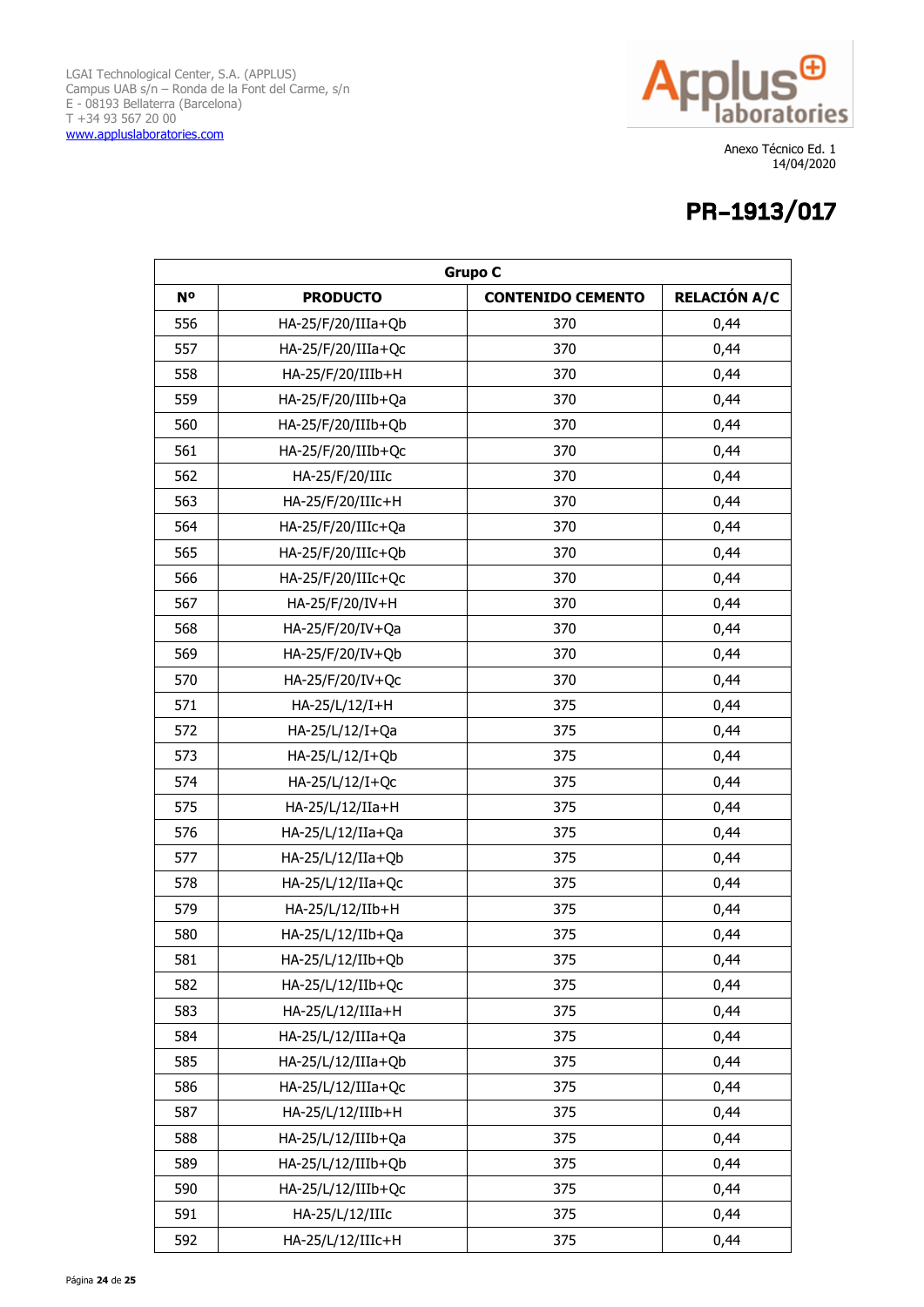LGAI Technological Center, S.A. (APPLUS)
Campus UAB s/n – Ronda de la Font del Carme, s/n
E - 08193 Bellaterra (Barcelona)
T +34 93 567 20 00
www.appluslaboratories.com

Anexo Técnico Ed. 1
14/04/2020

# PR–1913/017

| Grupo C | | | |
|---|---|---|---|
| **Nº** | **PRODUCTO** | **CONTENIDO CEMENTO** | **RELACIÓN A/C** |
| 556 | HA-25/F/20/IIIa+Qb | 370 | 0,44 |
| 557 | HA-25/F/20/IIIa+Qc | 370 | 0,44 |
| 558 | HA-25/F/20/IIIb+H | 370 | 0,44 |
| 559 | HA-25/F/20/IIIb+Qa | 370 | 0,44 |
| 560 | HA-25/F/20/IIIb+Qb | 370 | 0,44 |
| 561 | HA-25/F/20/IIIb+Qc | 370 | 0,44 |
| 562 | HA-25/F/20/IIIc | 370 | 0,44 |
| 563 | HA-25/F/20/IIIc+H | 370 | 0,44 |
| 564 | HA-25/F/20/IIIc+Qa | 370 | 0,44 |
| 565 | HA-25/F/20/IIIc+Qb | 370 | 0,44 |
| 566 | HA-25/F/20/IIIc+Qc | 370 | 0,44 |
| 567 | HA-25/F/20/IV+H | 370 | 0,44 |
| 568 | HA-25/F/20/IV+Qa | 370 | 0,44 |
| 569 | HA-25/F/20/IV+Qb | 370 | 0,44 |
| 570 | HA-25/F/20/IV+Qc | 370 | 0,44 |
| 571 | HA-25/L/12/I+H | 375 | 0,44 |
| 572 | HA-25/L/12/I+Qa | 375 | 0,44 |
| 573 | HA-25/L/12/I+Qb | 375 | 0,44 |
| 574 | HA-25/L/12/I+Qc | 375 | 0,44 |
| 575 | HA-25/L/12/IIa+H | 375 | 0,44 |
| 576 | HA-25/L/12/IIa+Qa | 375 | 0,44 |
| 577 | HA-25/L/12/IIa+Qb | 375 | 0,44 |
| 578 | HA-25/L/12/IIa+Qc | 375 | 0,44 |
| 579 | HA-25/L/12/IIb+H | 375 | 0,44 |
| 580 | HA-25/L/12/IIb+Qa | 375 | 0,44 |
| 581 | HA-25/L/12/IIb+Qb | 375 | 0,44 |
| 582 | HA-25/L/12/IIb+Qc | 375 | 0,44 |
| 583 | HA-25/L/12/IIIa+H | 375 | 0,44 |
| 584 | HA-25/L/12/IIIa+Qa | 375 | 0,44 |
| 585 | HA-25/L/12/IIIa+Qb | 375 | 0,44 |
| 586 | HA-25/L/12/IIIa+Qc | 375 | 0,44 |
| 587 | HA-25/L/12/IIIb+H | 375 | 0,44 |
| 588 | HA-25/L/12/IIIb+Qa | 375 | 0,44 |
| 589 | HA-25/L/12/IIIb+Qb | 375 | 0,44 |
| 590 | HA-25/L/12/IIIb+Qc | 375 | 0,44 |
| 591 | HA-25/L/12/IIIc | 375 | 0,44 |
| 592 | HA-25/L/12/IIIc+H | 375 | 0,44 |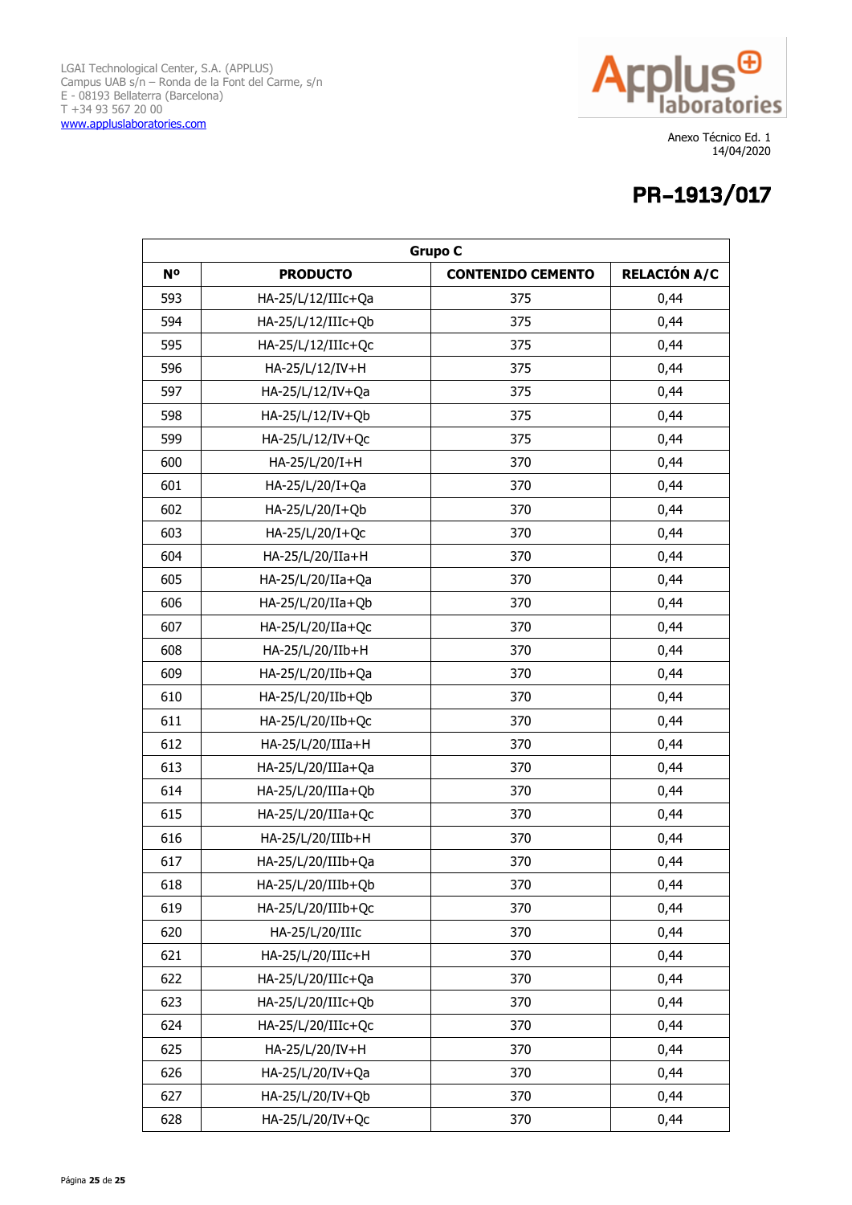LGAI Technological Center, S.A. (APPLUS)
Campus UAB s/n – Ronda de la Font del Carme, s/n
E - 08193 Bellaterra (Barcelona)
T +34 93 567 20 00
www.appluslaboratories.com

Anexo Técnico Ed. 1
14/04/2020

# PR–1913/017

| Grupo C | | | |
|---|---|---|---|
| Nº | PRODUCTO | CONTENIDO CEMENTO | RELACIÓN A/C |
| 593 | HA-25/L/12/IIIc+Qa | 375 | 0,44 |
| 594 | HA-25/L/12/IIIc+Qb | 375 | 0,44 |
| 595 | HA-25/L/12/IIIc+Qc | 375 | 0,44 |
| 596 | HA-25/L/12/IV+H | 375 | 0,44 |
| 597 | HA-25/L/12/IV+Qa | 375 | 0,44 |
| 598 | HA-25/L/12/IV+Qb | 375 | 0,44 |
| 599 | HA-25/L/12/IV+Qc | 375 | 0,44 |
| 600 | HA-25/L/20/I+H | 370 | 0,44 |
| 601 | HA-25/L/20/I+Qa | 370 | 0,44 |
| 602 | HA-25/L/20/I+Qb | 370 | 0,44 |
| 603 | HA-25/L/20/I+Qc | 370 | 0,44 |
| 604 | HA-25/L/20/IIa+H | 370 | 0,44 |
| 605 | HA-25/L/20/IIa+Qa | 370 | 0,44 |
| 606 | HA-25/L/20/IIa+Qb | 370 | 0,44 |
| 607 | HA-25/L/20/IIa+Qc | 370 | 0,44 |
| 608 | HA-25/L/20/IIb+H | 370 | 0,44 |
| 609 | HA-25/L/20/IIb+Qa | 370 | 0,44 |
| 610 | HA-25/L/20/IIb+Qb | 370 | 0,44 |
| 611 | HA-25/L/20/IIb+Qc | 370 | 0,44 |
| 612 | HA-25/L/20/IIIa+H | 370 | 0,44 |
| 613 | HA-25/L/20/IIIa+Qa | 370 | 0,44 |
| 614 | HA-25/L/20/IIIa+Qb | 370 | 0,44 |
| 615 | HA-25/L/20/IIIa+Qc | 370 | 0,44 |
| 616 | HA-25/L/20/IIIb+H | 370 | 0,44 |
| 617 | HA-25/L/20/IIIb+Qa | 370 | 0,44 |
| 618 | HA-25/L/20/IIIb+Qb | 370 | 0,44 |
| 619 | HA-25/L/20/IIIb+Qc | 370 | 0,44 |
| 620 | HA-25/L/20/IIIc | 370 | 0,44 |
| 621 | HA-25/L/20/IIIc+H | 370 | 0,44 |
| 622 | HA-25/L/20/IIIc+Qa | 370 | 0,44 |
| 623 | HA-25/L/20/IIIc+Qb | 370 | 0,44 |
| 624 | HA-25/L/20/IIIc+Qc | 370 | 0,44 |
| 625 | HA-25/L/20/IV+H | 370 | 0,44 |
| 626 | HA-25/L/20/IV+Qa | 370 | 0,44 |
| 627 | HA-25/L/20/IV+Qb | 370 | 0,44 |
| 628 | HA-25/L/20/IV+Qc | 370 | 0,44 |